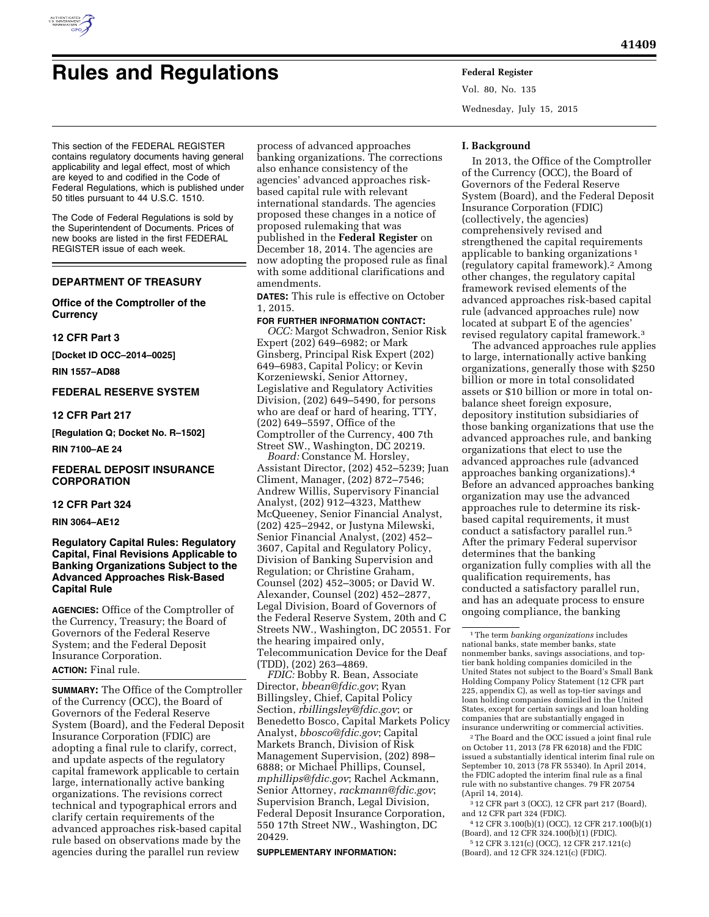# Rules and Regulations

This section of the FEDERAL REGISTER contains regulatory documents having general applicability and legal effect, most of which are keyed to and codified in the Code of Federal Regulations, which is published under 50 titles pursuant to 44 U.S.C. 1510.

The Code of Federal Regulations is sold by the Superintendent of Documents. Prices of new books are listed in the first FEDERAL REGISTER issue of each week.

## DEPARTMENT OF TREASURY

### Office of the Comptroller of the Currency

### 12 CFR Part 3

**[Docket ID OCC–2014–0025]**

**RIN 1557–AD88**

## FEDERAL RESERVE SYSTEM

### 12 CFR Part 217

**[Regulation Q; Docket No. R–1502]**

**RIN 7100–AE 24**

## FEDERAL DEPOSIT INSURANCE CORPORATION

### 12 CFR Part 324

**RIN 3064–AE12**

### Regulatory Capital Rules: Regulatory Capital, Final Revisions Applicable to Banking Organizations Subject to the Advanced Approaches Risk-Based Capital Rule

**AGENCIES:** Office of the Comptroller of the Currency, Treasury; the Board of Governors of the Federal Reserve System; and the Federal Deposit Insurance Corporation.

**ACTION:** Final rule.

**SUMMARY:** The Office of the Comptroller of the Currency (OCC), the Board of Governors of the Federal Reserve System (Board), and the Federal Deposit Insurance Corporation (FDIC) are adopting a final rule to clarify, correct, and update aspects of the regulatory capital framework applicable to certain large, internationally active banking organizations. The revisions correct technical and typographical errors and clarify certain requirements of the advanced approaches risk-based capital rule based on observations made by the agencies during the parallel run review process of advanced approaches banking organizations. The corrections also enhance consistency of the agencies' advanced approaches risk-based capital rule with relevant international standards. The agencies proposed these changes in a notice of proposed rulemaking that was published in the **Federal Register** on December 18, 2014. The agencies are now adopting the proposed rule as final with some additional clarifications and amendments.

**DATES:** This rule is effective on October 1, 2015.

**FOR FURTHER INFORMATION CONTACT:**

*OCC:* Margot Schwadron, Senior Risk Expert (202) 649–6982; or Mark Ginsberg, Principal Risk Expert (202) 649–6983, Capital Policy; or Kevin Korzeniewski, Senior Attorney, Legislative and Regulatory Activities Division, (202) 649–5490, for persons who are deaf or hard of hearing, TTY, (202) 649–5597, Office of the Comptroller of the Currency, 400 7th Street SW., Washington, DC 20219.

*Board:* Constance M. Horsley, Assistant Director, (202) 452–5239; Juan Climent, Manager, (202) 872–7546; Andrew Willis, Supervisory Financial Analyst, (202) 912–4323, Matthew McQueeney, Senior Financial Analyst, (202) 425–2942, or Justyna Milewski, Senior Financial Analyst, (202) 452–3607, Capital and Regulatory Policy, Division of Banking Supervision and Regulation; or Christine Graham, Counsel (202) 452–3005; or David W. Alexander, Counsel (202) 452–2877, Legal Division, Board of Governors of the Federal Reserve System, 20th and C Streets NW., Washington, DC 20551. For the hearing impaired only, Telecommunication Device for the Deaf (TDD), (202) 263–4869.

*FDIC:* Bobby R. Bean, Associate Director, *bbean@fdic.gov*; Ryan Billingsley, Chief, Capital Policy Section, *rbillingsley@fdic.gov*; or Benedetto Bosco, Capital Markets Policy Analyst, *bbosco@fdic.gov*; Capital Markets Branch, Division of Risk Management Supervision, (202) 898–6888; or Michael Phillips, Counsel, *mphillips@fdic.gov*; Rachel Ackmann, Senior Attorney, *rackmann@fdic.gov*; Supervision Branch, Legal Division, Federal Deposit Insurance Corporation, 550 17th Street NW., Washington, DC 20429.

**SUPPLEMENTARY INFORMATION:**

**I. Background**

In 2013, the Office of the Comptroller of the Currency (OCC), the Board of Governors of the Federal Reserve System (Board), and the Federal Deposit Insurance Corporation (FDIC) (collectively, the agencies) comprehensively revised and strengthened the capital requirements applicable to banking organizations [1] (regulatory capital framework).[2] Among other changes, the regulatory capital framework revised elements of the advanced approaches risk-based capital rule (advanced approaches rule) now located at subpart E of the agencies' revised regulatory capital framework.[3]

The advanced approaches rule applies to large, internationally active banking organizations, generally those with $250 billion or more in total consolidated assets or $10 billion or more in total on-balance sheet foreign exposure, depository institution subsidiaries of those banking organizations that use the advanced approaches rule, and banking organizations that elect to use the advanced approaches rule (advanced approaches banking organizations).[4] Before an advanced approaches banking organization may use the advanced approaches rule to determine its risk-based capital requirements, it must conduct a satisfactory parallel run.[5] After the primary Federal supervisor determines that the banking organization fully complies with all the qualification requirements, has conducted a satisfactory parallel run, and has an adequate process to ensure ongoing compliance, the banking

---

[1] The term *banking organizations* includes national banks, state member banks, state nonmember banks, savings associations, and top-tier bank holding companies domiciled in the United States not subject to the Board's Small Bank Holding Company Policy Statement (12 CFR part 225, appendix C), as well as top-tier savings and loan holding companies domiciled in the United States, except for certain savings and loan holding companies that are substantially engaged in insurance underwriting or commercial activities.

[2] The Board and the OCC issued a joint final rule on October 11, 2013 (78 FR 62018) and the FDIC issued a substantially identical interim final rule on September 10, 2013 (78 FR 55340). In April 2014, the FDIC adopted the interim final rule as a final rule with no substantive changes. 79 FR 20754 (April 14, 2014).

[3] 12 CFR part 3 (OCC), 12 CFR part 217 (Board), and 12 CFR part 324 (FDIC).

[4] 12 CFR 3.100(b)(1) (OCC), 12 CFR 217.100(b)(1) (Board), and 12 CFR 324.100(b)(1) (FDIC).

[5] 12 CFR 3.121(c) (OCC), 12 CFR 217.121(c) (Board), and 12 CFR 324.121(c) (FDIC).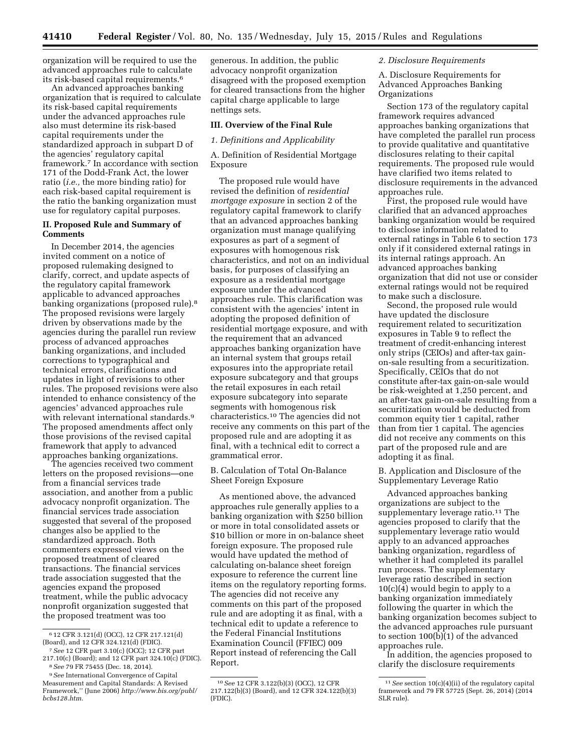organization will be required to use the advanced approaches rule to calculate its risk-based capital requirements.[6]

An advanced approaches banking organization that is required to calculate its risk-based capital requirements under the advanced approaches rule also must determine its risk-based capital requirements under the standardized approach in subpart D of the agencies' regulatory capital framework.[7] In accordance with section 171 of the Dodd-Frank Act, the lower ratio (*i.e.,* the more binding ratio) for each risk-based capital requirement is the ratio the banking organization must use for regulatory capital purposes.

## II. Proposed Rule and Summary of Comments

In December 2014, the agencies invited comment on a notice of proposed rulemaking designed to clarify, correct, and update aspects of the regulatory capital framework applicable to advanced approaches banking organizations (proposed rule).[8] The proposed revisions were largely driven by observations made by the agencies during the parallel run review process of advanced approaches banking organizations, and included corrections to typographical and technical errors, clarifications and updates in light of revisions to other rules. The proposed revisions were also intended to enhance consistency of the agencies' advanced approaches rule with relevant international standards.[9] The proposed amendments affect only those provisions of the revised capital framework that apply to advanced approaches banking organizations.

The agencies received two comment letters on the proposed revisions—one from a financial services trade association, and another from a public advocacy nonprofit organization. The financial services trade association suggested that several of the proposed changes also be applied to the standardized approach. Both commenters expressed views on the proposed treatment of cleared transactions. The financial services trade association suggested that the agencies expand the proposed treatment, while the public advocacy nonprofit organization suggested that the proposed treatment was too generous. In addition, the public advocacy nonprofit organization disagreed with the proposed exemption for cleared transactions from the higher capital charge applicable to large nettings sets.

## III. Overview of the Final Rule

### *1. Definitions and Applicability*

A. Definition of Residential Mortgage Exposure

The proposed rule would have revised the definition of *residential mortgage exposure* in section 2 of the regulatory capital framework to clarify that an advanced approaches banking organization must manage qualifying exposures as part of a segment of exposures with homogenous risk characteristics, and not on an individual basis, for purposes of classifying an exposure as a residential mortgage exposure under the advanced approaches rule. This clarification was consistent with the agencies' intent in adopting the proposed definition of residential mortgage exposure, and with the requirement that an advanced approaches banking organization have an internal system that groups retail exposures into the appropriate retail exposure subcategory and that groups the retail exposures in each retail exposure subcategory into separate segments with homogenous risk characteristics.[10] The agencies did not receive any comments on this part of the proposed rule and are adopting it as final, with a technical edit to correct a grammatical error.

B. Calculation of Total On-Balance Sheet Foreign Exposure

As mentioned above, the advanced approaches rule generally applies to a banking organization with $250 billion or more in total consolidated assets or $10 billion or more in on-balance sheet foreign exposure. The proposed rule would have updated the method of calculating on-balance sheet foreign exposure to reference the current line items on the regulatory reporting forms. The agencies did not receive any comments on this part of the proposed rule and are adopting it as final, with a technical edit to update a reference to the Federal Financial Institutions Examination Council (FFIEC) 009 Report instead of referencing the Call Report.

### *2. Disclosure Requirements*

A. Disclosure Requirements for Advanced Approaches Banking Organizations

Section 173 of the regulatory capital framework requires advanced approaches banking organizations that have completed the parallel run process to provide qualitative and quantitative disclosures relating to their capital requirements. The proposed rule would have clarified two items related to disclosure requirements in the advanced approaches rule.

First, the proposed rule would have clarified that an advanced approaches banking organization would be required to disclose information related to external ratings in Table 6 to section 173 only if it considered external ratings in its internal ratings approach. An advanced approaches banking organization that did not use or consider external ratings would not be required to make such a disclosure.

Second, the proposed rule would have updated the disclosure requirement related to securitization exposures in Table 9 to reflect the treatment of credit-enhancing interest only strips (CEIOs) and after-tax gain-on-sale resulting from a securitization. Specifically, CEIOs that do not constitute after-tax gain-on-sale would be risk-weighted at 1,250 percent, and an after-tax gain-on-sale resulting from a securitization would be deducted from common equity tier 1 capital, rather than from tier 1 capital. The agencies did not receive any comments on this part of the proposed rule and are adopting it as final.

B. Application and Disclosure of the Supplementary Leverage Ratio

Advanced approaches banking organizations are subject to the supplementary leverage ratio.[11] The agencies proposed to clarify that the supplementary leverage ratio would apply to an advanced approaches banking organization, regardless of whether it had completed its parallel run process. The supplementary leverage ratio described in section 10(c)(4) would begin to apply to a banking organization immediately following the quarter in which the banking organization becomes subject to the advanced approaches rule pursuant to section 100(b)(1) of the advanced approaches rule.

In addition, the agencies proposed to clarify the disclosure requirements

---

[6] 12 CFR 3.121(d) (OCC), 12 CFR 217.121(d) (Board), and 12 CFR 324.121(d) (FDIC).

[7] *See* 12 CFR part 3.10(c) (OCC); 12 CFR part 217.10(c) (Board); and 12 CFR part 324.10(c) (FDIC).

[8] *See* 79 FR 75455 (Dec. 18, 2014).

[9] *See* International Convergence of Capital Measurement and Capital Standards: A Revised Framework,'' (June 2006) *http://www.bis.org/publ/bcbs128.htm.*

[10] *See* 12 CFR 3.122(b)(3) (OCC), 12 CFR 217.122(b)(3) (Board), and 12 CFR 324.122(b)(3) (FDIC).

[11] *See* section 10(c)(4)(ii) of the regulatory capital framework and 79 FR 57725 (Sept. 26, 2014) (2014 SLR rule).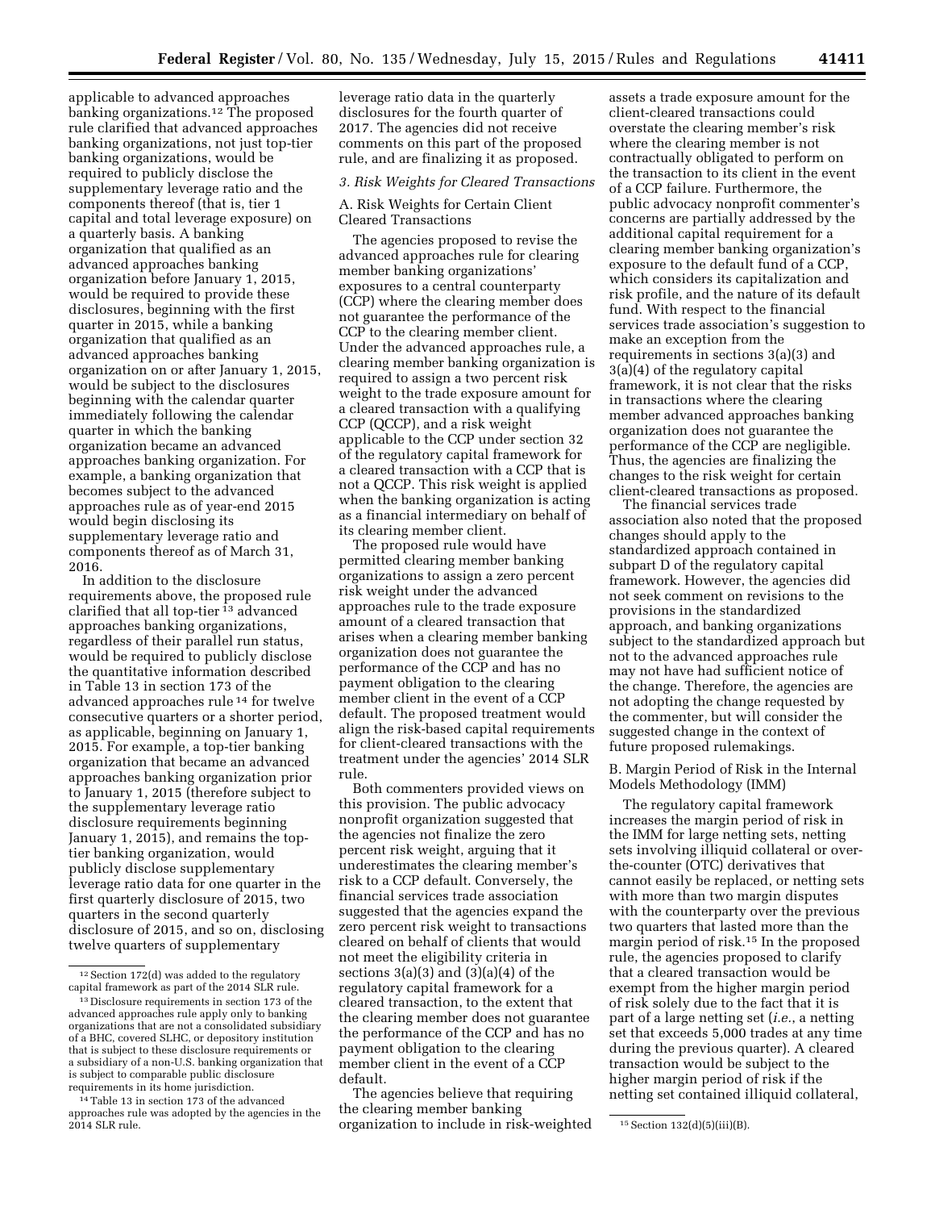applicable to advanced approaches banking organizations.[12] The proposed rule clarified that advanced approaches banking organizations, not just top-tier banking organizations, would be required to publicly disclose the supplementary leverage ratio and the components thereof (that is, tier 1 capital and total leverage exposure) on a quarterly basis. A banking organization that qualified as an advanced approaches banking organization before January 1, 2015, would be required to provide these disclosures, beginning with the first quarter in 2015, while a banking organization that qualified as an advanced approaches banking organization on or after January 1, 2015, would be subject to the disclosures beginning with the calendar quarter immediately following the calendar quarter in which the banking organization became an advanced approaches banking organization. For example, a banking organization that becomes subject to the advanced approaches rule as of year-end 2015 would begin disclosing its supplementary leverage ratio and components thereof as of March 31, 2016.

In addition to the disclosure requirements above, the proposed rule clarified that all top-tier [13] advanced approaches banking organizations, regardless of their parallel run status, would be required to publicly disclose the quantitative information described in Table 13 in section 173 of the advanced approaches rule [14] for twelve consecutive quarters or a shorter period, as applicable, beginning on January 1, 2015. For example, a top-tier banking organization that became an advanced approaches banking organization prior to January 1, 2015 (therefore subject to the supplementary leverage ratio disclosure requirements beginning January 1, 2015), and remains the top-tier banking organization, would publicly disclose supplementary leverage ratio data for one quarter in the first quarterly disclosure of 2015, two quarters in the second quarterly disclosure of 2015, and so on, disclosing twelve quarters of supplementary leverage ratio data in the quarterly disclosures for the fourth quarter of 2017. The agencies did not receive comments on this part of the proposed rule, and are finalizing it as proposed.

### *3. Risk Weights for Cleared Transactions*

#### A. Risk Weights for Certain Client Cleared Transactions

The agencies proposed to revise the advanced approaches rule for clearing member banking organizations' exposures to a central counterparty (CCP) where the clearing member does not guarantee the performance of the CCP to the clearing member client. Under the advanced approaches rule, a clearing member banking organization is required to assign a two percent risk weight to the trade exposure amount for a cleared transaction with a qualifying CCP (QCCP), and a risk weight applicable to the CCP under section 32 of the regulatory capital framework for a cleared transaction with a CCP that is not a QCCP. This risk weight is applied when the banking organization is acting as a financial intermediary on behalf of its clearing member client.

The proposed rule would have permitted clearing member banking organizations to assign a zero percent risk weight under the advanced approaches rule to the trade exposure amount of a cleared transaction that arises when a clearing member banking organization does not guarantee the performance of the CCP and has no payment obligation to the clearing member client in the event of a CCP default. The proposed treatment would align the risk-based capital requirements for client-cleared transactions with the treatment under the agencies' 2014 SLR rule.

Both commenters provided views on this provision. The public advocacy nonprofit organization suggested that the agencies not finalize the zero percent risk weight, arguing that it underestimates the clearing member's risk to a CCP default. Conversely, the financial services trade association suggested that the agencies expand the zero percent risk weight to transactions cleared on behalf of clients that would not meet the eligibility criteria in sections 3(a)(3) and (3)(a)(4) of the regulatory capital framework for a cleared transaction, to the extent that the clearing member does not guarantee the performance of the CCP and has no payment obligation to the clearing member client in the event of a CCP default.

The agencies believe that requiring the clearing member banking organization to include in risk-weighted assets a trade exposure amount for the client-cleared transactions could overstate the clearing member's risk where the clearing member is not contractually obligated to perform on the transaction to its client in the event of a CCP failure. Furthermore, the public advocacy nonprofit commenter's concerns are partially addressed by the additional capital requirement for a clearing member banking organization's exposure to the default fund of a CCP, which considers its capitalization and risk profile, and the nature of its default fund. With respect to the financial services trade association's suggestion to make an exception from the requirements in sections 3(a)(3) and 3(a)(4) of the regulatory capital framework, it is not clear that the risks in transactions where the clearing member advanced approaches banking organization does not guarantee the performance of the CCP are negligible. Thus, the agencies are finalizing the changes to the risk weight for certain client-cleared transactions as proposed.

The financial services trade association also noted that the proposed changes should apply to the standardized approach contained in subpart D of the regulatory capital framework. However, the agencies did not seek comment on revisions to the provisions in the standardized approach, and banking organizations subject to the standardized approach but not to the advanced approaches rule may not have had sufficient notice of the change. Therefore, the agencies are not adopting the change requested by the commenter, but will consider the suggested change in the context of future proposed rulemakings.

#### B. Margin Period of Risk in the Internal Models Methodology (IMM)

The regulatory capital framework increases the margin period of risk in the IMM for large netting sets, netting sets involving illiquid collateral or over-the-counter (OTC) derivatives that cannot easily be replaced, or netting sets with more than two margin disputes with the counterparty over the previous two quarters that lasted more than the margin period of risk.[15] In the proposed rule, the agencies proposed to clarify that a cleared transaction would be exempt from the higher margin period of risk solely due to the fact that it is part of a large netting set (*i.e.*, a netting set that exceeds 5,000 trades at any time during the previous quarter). A cleared transaction would be subject to the higher margin period of risk if the netting set contained illiquid collateral,

---

[12] Section 172(d) was added to the regulatory capital framework as part of the 2014 SLR rule.

[13] Disclosure requirements in section 173 of the advanced approaches rule apply only to banking organizations that are not a consolidated subsidiary of a BHC, covered SLHC, or depository institution that is subject to these disclosure requirements or a subsidiary of a non-U.S. banking organization that is subject to comparable public disclosure requirements in its home jurisdiction.

[14] Table 13 in section 173 of the advanced approaches rule was adopted by the agencies in the 2014 SLR rule.

[15] Section 132(d)(5)(iii)(B).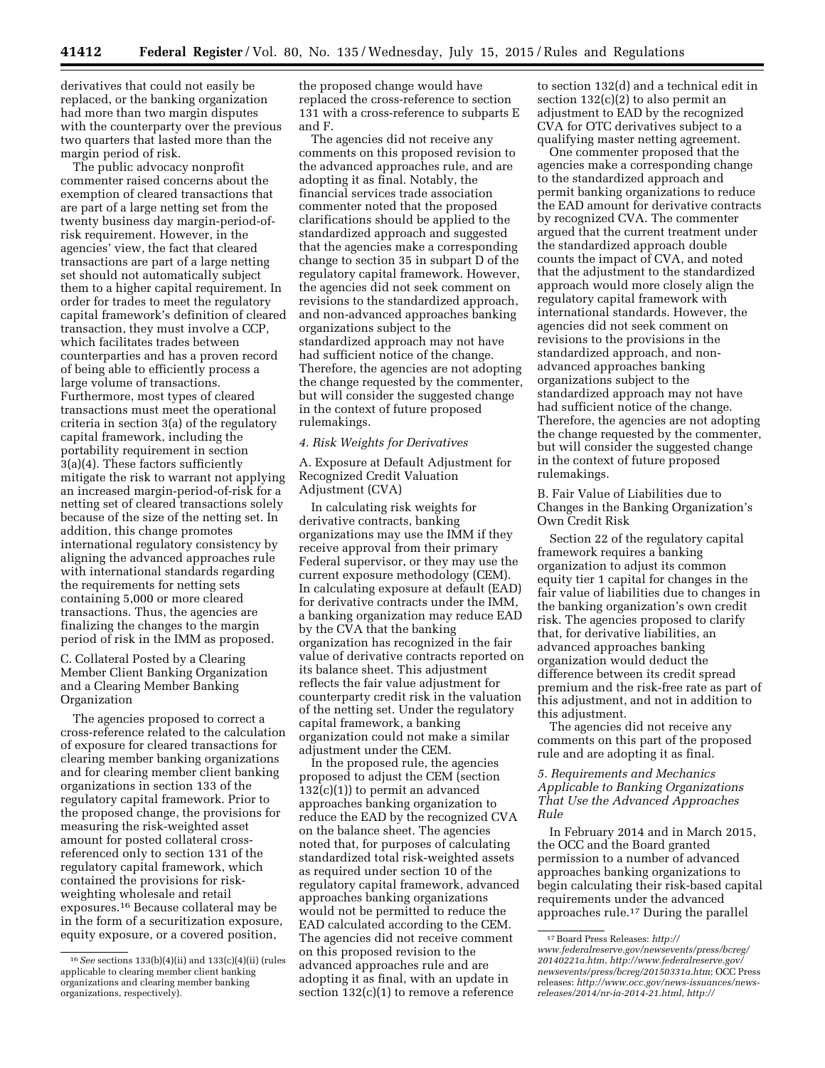derivatives that could not easily be replaced, or the banking organization had more than two margin disputes with the counterparty over the previous two quarters that lasted more than the margin period of risk.

The public advocacy nonprofit commenter raised concerns about the exemption of cleared transactions that are part of a large netting set from the twenty business day margin-period-of-risk requirement. However, in the agencies' view, the fact that cleared transactions are part of a large netting set should not automatically subject them to a higher capital requirement. In order for trades to meet the regulatory capital framework's definition of cleared transaction, they must involve a CCP, which facilitates trades between counterparties and has a proven record of being able to efficiently process a large volume of transactions. Furthermore, most types of cleared transactions must meet the operational criteria in section 3(a) of the regulatory capital framework, including the portability requirement in section 3(a)(4). These factors sufficiently mitigate the risk to warrant not applying an increased margin-period-of-risk for a netting set of cleared transactions solely because of the size of the netting set. In addition, this change promotes international regulatory consistency by aligning the advanced approaches rule with international standards regarding the requirements for netting sets containing 5,000 or more cleared transactions. Thus, the agencies are finalizing the changes to the margin period of risk in the IMM as proposed.

C. Collateral Posted by a Clearing Member Client Banking Organization and a Clearing Member Banking Organization

The agencies proposed to correct a cross-reference related to the calculation of exposure for cleared transactions for clearing member banking organizations and for clearing member client banking organizations in section 133 of the regulatory capital framework. Prior to the proposed change, the provisions for measuring the risk-weighted asset amount for posted collateral cross-referenced only to section 131 of the regulatory capital framework, which contained the provisions for risk-weighting wholesale and retail exposures.[16] Because collateral may be in the form of a securitization exposure, equity exposure, or a covered position, the proposed change would have replaced the cross-reference to section 131 with a cross-reference to subparts E and F.

The agencies did not receive any comments on this proposed revision to the advanced approaches rule, and are adopting it as final. Notably, the financial services trade association commenter noted that the proposed clarifications should be applied to the standardized approach and suggested that the agencies make a corresponding change to section 35 in subpart D of the regulatory capital framework. However, the agencies did not seek comment on revisions to the standardized approach, and non-advanced approaches banking organizations subject to the standardized approach may not have had sufficient notice of the change. Therefore, the agencies are not adopting the change requested by the commenter, but will consider the suggested change in the context of future proposed rulemakings.

*4. Risk Weights for Derivatives*

A. Exposure at Default Adjustment for Recognized Credit Valuation Adjustment (CVA)

In calculating risk weights for derivative contracts, banking organizations may use the IMM if they receive approval from their primary Federal supervisor, or they may use the current exposure methodology (CEM). In calculating exposure at default (EAD) for derivative contracts under the IMM, a banking organization may reduce EAD by the CVA that the banking organization has recognized in the fair value of derivative contracts reported on its balance sheet. This adjustment reflects the fair value adjustment for counterparty credit risk in the valuation of the netting set. Under the regulatory capital framework, a banking organization could not make a similar adjustment under the CEM.

In the proposed rule, the agencies proposed to adjust the CEM (section 132(c)(1)) to permit an advanced approaches banking organization to reduce the EAD by the recognized CVA on the balance sheet. The agencies noted that, for purposes of calculating standardized total risk-weighted assets as required under section 10 of the regulatory capital framework, advanced approaches banking organizations would not be permitted to reduce the EAD calculated according to the CEM. The agencies did not receive comment on this proposed revision to the advanced approaches rule and are adopting it as final, with an update in section 132(c)(1) to remove a reference to section 132(d) and a technical edit in section 132(c)(2) to also permit an adjustment to EAD by the recognized CVA for OTC derivatives subject to a qualifying master netting agreement.

One commenter proposed that the agencies make a corresponding change to the standardized approach and permit banking organizations to reduce the EAD amount for derivative contracts by recognized CVA. The commenter argued that the current treatment under the standardized approach double counts the impact of CVA, and noted that the adjustment to the standardized approach would more closely align the regulatory capital framework with international standards. However, the agencies did not seek comment on revisions to the provisions in the standardized approach, and non-advanced approaches banking organizations subject to the standardized approach may not have had sufficient notice of the change. Therefore, the agencies are not adopting the change requested by the commenter, but will consider the suggested change in the context of future proposed rulemakings.

B. Fair Value of Liabilities due to Changes in the Banking Organization's Own Credit Risk

Section 22 of the regulatory capital framework requires a banking organization to adjust its common equity tier 1 capital for changes in the fair value of liabilities due to changes in the banking organization's own credit risk. The agencies proposed to clarify that, for derivative liabilities, an advanced approaches banking organization would deduct the difference between its credit spread premium and the risk-free rate as part of this adjustment, and not in addition to this adjustment.

The agencies did not receive any comments on this part of the proposed rule and are adopting it as final.

*5. Requirements and Mechanics Applicable to Banking Organizations That Use the Advanced Approaches Rule*

In February 2014 and in March 2015, the OCC and the Board granted permission to a number of advanced approaches banking organizations to begin calculating their risk-based capital requirements under the advanced approaches rule.[17] During the parallel

[16] *See* sections 133(b)(4)(ii) and 133(c)(4)(ii) (rules applicable to clearing member client banking organizations and clearing member banking organizations, respectively).

[17] Board Press Releases: *http://www.federalreserve.gov/newsevents/press/bcreg/20140221a.htm, http://www.federalreserve.gov/newsevents/press/bcreg/20150331a.htm*; OCC Press releases: *http://www.occ.gov/news-issuances/news-releases/2014/nr-ia-2014-21.html, http://*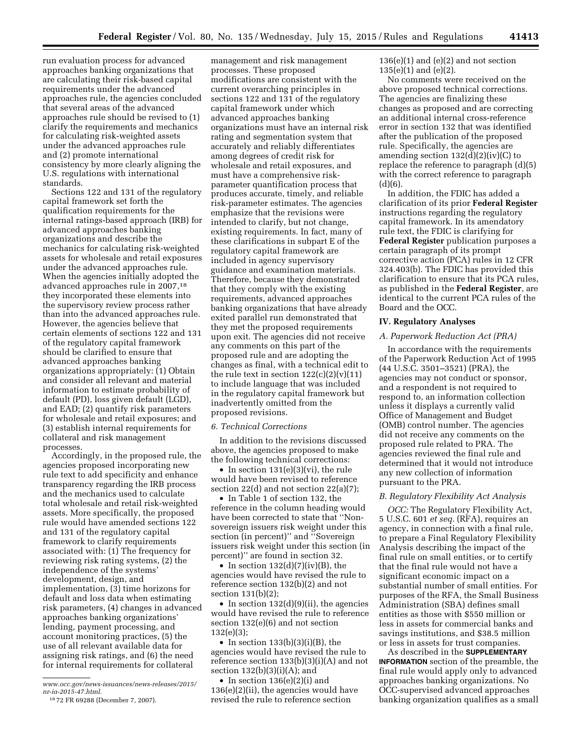run evaluation process for advanced approaches banking organizations that are calculating their risk-based capital requirements under the advanced approaches rule, the agencies concluded that several areas of the advanced approaches rule should be revised to (1) clarify the requirements and mechanics for calculating risk-weighted assets under the advanced approaches rule and (2) promote international consistency by more clearly aligning the U.S. regulations with international standards.

Sections 122 and 131 of the regulatory capital framework set forth the qualification requirements for the internal ratings-based approach (IRB) for advanced approaches banking organizations and describe the mechanics for calculating risk-weighted assets for wholesale and retail exposures under the advanced approaches rule. When the agencies initially adopted the advanced approaches rule in 2007,[18] they incorporated these elements into the supervisory review process rather than into the advanced approaches rule. However, the agencies believe that certain elements of sections 122 and 131 of the regulatory capital framework should be clarified to ensure that advanced approaches banking organizations appropriately: (1) Obtain and consider all relevant and material information to estimate probability of default (PD), loss given default (LGD), and EAD; (2) quantify risk parameters for wholesale and retail exposures; and (3) establish internal requirements for collateral and risk management processes.

Accordingly, in the proposed rule, the agencies proposed incorporating new rule text to add specificity and enhance transparency regarding the IRB process and the mechanics used to calculate total wholesale and retail risk-weighted assets. More specifically, the proposed rule would have amended sections 122 and 131 of the regulatory capital framework to clarify requirements associated with: (1) The frequency for reviewing risk rating systems, (2) the independence of the systems' development, design, and implementation, (3) time horizons for default and loss data when estimating risk parameters, (4) changes in advanced approaches banking organizations' lending, payment processing, and account monitoring practices, (5) the use of all relevant available data for assigning risk ratings, and (6) the need for internal requirements for collateral management and risk management processes. These proposed modifications are consistent with the current overarching principles in sections 122 and 131 of the regulatory capital framework under which advanced approaches banking organizations must have an internal risk rating and segmentation system that accurately and reliably differentiates among degrees of credit risk for wholesale and retail exposures, and must have a comprehensive risk-parameter quantification process that produces accurate, timely, and reliable risk-parameter estimates. The agencies emphasize that the revisions were intended to clarify, but not change, existing requirements. In fact, many of these clarifications in subpart E of the regulatory capital framework are included in agency supervisory guidance and examination materials. Therefore, because they demonstrated that they comply with the existing requirements, advanced approaches banking organizations that have already exited parallel run demonstrated that they met the proposed requirements upon exit. The agencies did not receive any comments on this part of the proposed rule and are adopting the changes as final, with a technical edit to the rule text in section 122(c)(2)(v)(11) to include language that was included in the regulatory capital framework but inadvertently omitted from the proposed revisions.

*6. Technical Corrections*

In addition to the revisions discussed above, the agencies proposed to make the following technical corrections:

- In section 131(e)(3)(vi), the rule would have been revised to reference section 22(d) and not section 22(a)(7);
- In Table 1 of section 132, the reference in the column heading would have been corrected to state that ''Non-sovereign issuers risk weight under this section (in percent)'' and ''Sovereign issuers risk weight under this section (in percent)'' are found in section 32.
- In section 132(d)(7)(iv)(B), the agencies would have revised the rule to reference section 132(b)(2) and not section 131(b)(2);
- In section 132(d)(9)(ii), the agencies would have revised the rule to reference section 132(e)(6) and not section 132(e)(3);
- In section 133(b)(3)(i)(B), the agencies would have revised the rule to reference section 133(b)(3)(i)(A) and not section 132(b)(3)(i)(A); and
- In section 136(e)(2)(i) and 136(e)(2)(ii), the agencies would have revised the rule to reference section 136(e)(1) and (e)(2) and not section 135(e)(1) and (e)(2).

No comments were received on the above proposed technical corrections. The agencies are finalizing these changes as proposed and are correcting an additional internal cross-reference error in section 132 that was identified after the publication of the proposed rule. Specifically, the agencies are amending section 132(d)(2)(iv)(C) to replace the reference to paragraph (d)(5) with the correct reference to paragraph (d)(6).

In addition, the FDIC has added a clarification of its prior **Federal Register** instructions regarding the regulatory capital framework. In its amendatory rule text, the FDIC is clarifying for **Federal Register** publication purposes a certain paragraph of its prompt corrective action (PCA) rules in 12 CFR 324.403(b). The FDIC has provided this clarification to ensure that its PCA rules, as published in the **Federal Register**, are identical to the current PCA rules of the Board and the OCC.

## IV. Regulatory Analyses

### *A. Paperwork Reduction Act (PRA)*

In accordance with the requirements of the Paperwork Reduction Act of 1995 (44 U.S.C. 3501–3521) (PRA), the agencies may not conduct or sponsor, and a respondent is not required to respond to, an information collection unless it displays a currently valid Office of Management and Budget (OMB) control number. The agencies did not receive any comments on the proposed rule related to PRA. The agencies reviewed the final rule and determined that it would not introduce any new collection of information pursuant to the PRA.

### *B. Regulatory Flexibility Act Analysis*

*OCC:* The Regulatory Flexibility Act, 5 U.S.C. 601 *et seq.* (RFA), requires an agency, in connection with a final rule, to prepare a Final Regulatory Flexibility Analysis describing the impact of the final rule on small entities, or to certify that the final rule would not have a significant economic impact on a substantial number of small entities. For purposes of the RFA, the Small Business Administration (SBA) defines small entities as those with $550 million or less in assets for commercial banks and savings institutions, and $38.5 million or less in assets for trust companies.

As described in the **SUPPLEMENTARY INFORMATION** section of the preamble, the final rule would apply only to advanced approaches banking organizations. No OCC-supervised advanced approaches banking organization qualifies as a small

*www.occ.gov/news-issuances/news-releases/2015/nr-ia-2015-47.html.*

[18] 72 FR 69288 (December 7, 2007).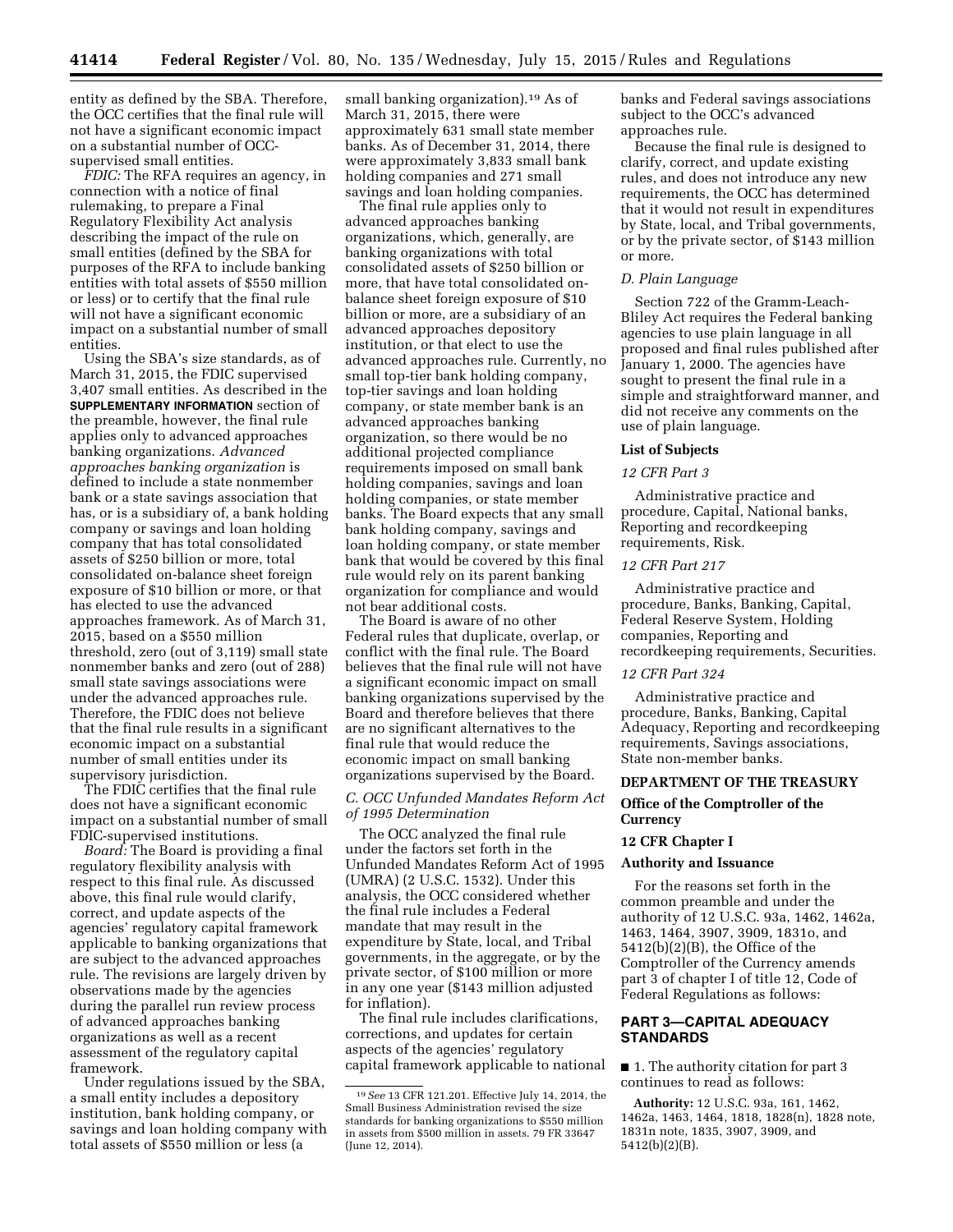entity as defined by the SBA. Therefore, the OCC certifies that the final rule will not have a significant economic impact on a substantial number of OCC-supervised small entities.

*FDIC:* The RFA requires an agency, in connection with a notice of final rulemaking, to prepare a Final Regulatory Flexibility Act analysis describing the impact of the rule on small entities (defined by the SBA for purposes of the RFA to include banking entities with total assets of $550 million or less) or to certify that the final rule will not have a significant economic impact on a substantial number of small entities.

Using the SBA's size standards, as of March 31, 2015, the FDIC supervised 3,407 small entities. As described in the **SUPPLEMENTARY INFORMATION** section of the preamble, however, the final rule applies only to advanced approaches banking organizations. *Advanced approaches banking organization* is defined to include a state nonmember bank or a state savings association that has, or is a subsidiary of, a bank holding company or savings and loan holding company that has total consolidated assets of $250 billion or more, total consolidated on-balance sheet foreign exposure of $10 billion or more, or that has elected to use the advanced approaches framework. As of March 31, 2015, based on a $550 million threshold, zero (out of 3,119) small state nonmember banks and zero (out of 288) small state savings associations were under the advanced approaches rule. Therefore, the FDIC does not believe that the final rule results in a significant economic impact on a substantial number of small entities under its supervisory jurisdiction.

The FDIC certifies that the final rule does not have a significant economic impact on a substantial number of small FDIC-supervised institutions.

*Board:* The Board is providing a final regulatory flexibility analysis with respect to this final rule. As discussed above, this final rule would clarify, correct, and update aspects of the agencies' regulatory capital framework applicable to banking organizations that are subject to the advanced approaches rule. The revisions are largely driven by observations made by the agencies during the parallel run review process of advanced approaches banking organizations as well as a recent assessment of the regulatory capital framework.

Under regulations issued by the SBA, a small entity includes a depository institution, bank holding company, or savings and loan holding company with total assets of $550 million or less (a small banking organization).[19] As of March 31, 2015, there were approximately 631 small state member banks. As of December 31, 2014, there were approximately 3,833 small bank holding companies and 271 small savings and loan holding companies.

The final rule applies only to advanced approaches banking organizations, which, generally, are banking organizations with total consolidated assets of $250 billion or more, that have total consolidated on-balance sheet foreign exposure of $10 billion or more, are a subsidiary of an advanced approaches depository institution, or that elect to use the advanced approaches rule. Currently, no small top-tier bank holding company, top-tier savings and loan holding company, or state member bank is an advanced approaches banking organization, so there would be no additional projected compliance requirements imposed on small bank holding companies, savings and loan holding companies, or state member banks. The Board expects that any small bank holding company, savings and loan holding company, or state member bank that would be covered by this final rule would rely on its parent banking organization for compliance and would not bear additional costs.

The Board is aware of no other Federal rules that duplicate, overlap, or conflict with the final rule. The Board believes that the final rule will not have a significant economic impact on small banking organizations supervised by the Board and therefore believes that there are no significant alternatives to the final rule that would reduce the economic impact on small banking organizations supervised by the Board.

[19] *See* 13 CFR 121.201. Effective July 14, 2014, the Small Business Administration revised the size standards for banking organizations to $550 million in assets from $500 million in assets. 79 FR 33647 (June 12, 2014).

### *C. OCC Unfunded Mandates Reform Act of 1995 Determination*

The OCC analyzed the final rule under the factors set forth in the Unfunded Mandates Reform Act of 1995 (UMRA) (2 U.S.C. 1532). Under this analysis, the OCC considered whether the final rule includes a Federal mandate that may result in the expenditure by State, local, and Tribal governments, in the aggregate, or by the private sector, of $100 million or more in any one year ($143 million adjusted for inflation).

The final rule includes clarifications, corrections, and updates for certain aspects of the agencies' regulatory capital framework applicable to national banks and Federal savings associations subject to the OCC's advanced approaches rule.

Because the final rule is designed to clarify, correct, and update existing rules, and does not introduce any new requirements, the OCC has determined that it would not result in expenditures by State, local, and Tribal governments, or by the private sector, of $143 million or more.

### *D. Plain Language*

Section 722 of the Gramm-Leach-Bliley Act requires the Federal banking agencies to use plain language in all proposed and final rules published after January 1, 2000. The agencies have sought to present the final rule in a simple and straightforward manner, and did not receive any comments on the use of plain language.

## List of Subjects

### *12 CFR Part 3*

Administrative practice and procedure, Capital, National banks, Reporting and recordkeeping requirements, Risk.

### *12 CFR Part 217*

Administrative practice and procedure, Banks, Banking, Capital, Federal Reserve System, Holding companies, Reporting and recordkeeping requirements, Securities.

### *12 CFR Part 324*

Administrative practice and procedure, Banks, Banking, Capital Adequacy, Reporting and recordkeeping requirements, Savings associations, State non-member banks.

## DEPARTMENT OF THE TREASURY

## Office of the Comptroller of the Currency

## 12 CFR Chapter I

## Authority and Issuance

For the reasons set forth in the common preamble and under the authority of 12 U.S.C. 93a, 1462, 1462a, 1463, 1464, 3907, 3909, 1831o, and 5412(b)(2)(B), the Office of the Comptroller of the Currency amends part 3 of chapter I of title 12, Code of Federal Regulations as follows:

## PART 3—CAPITAL ADEQUACY STANDARDS

■ 1. The authority citation for part 3 continues to read as follows:

**Authority:** 12 U.S.C. 93a, 161, 1462, 1462a, 1463, 1464, 1818, 1828(n), 1828 note, 1831n note, 1835, 3907, 3909, and 5412(b)(2)(B).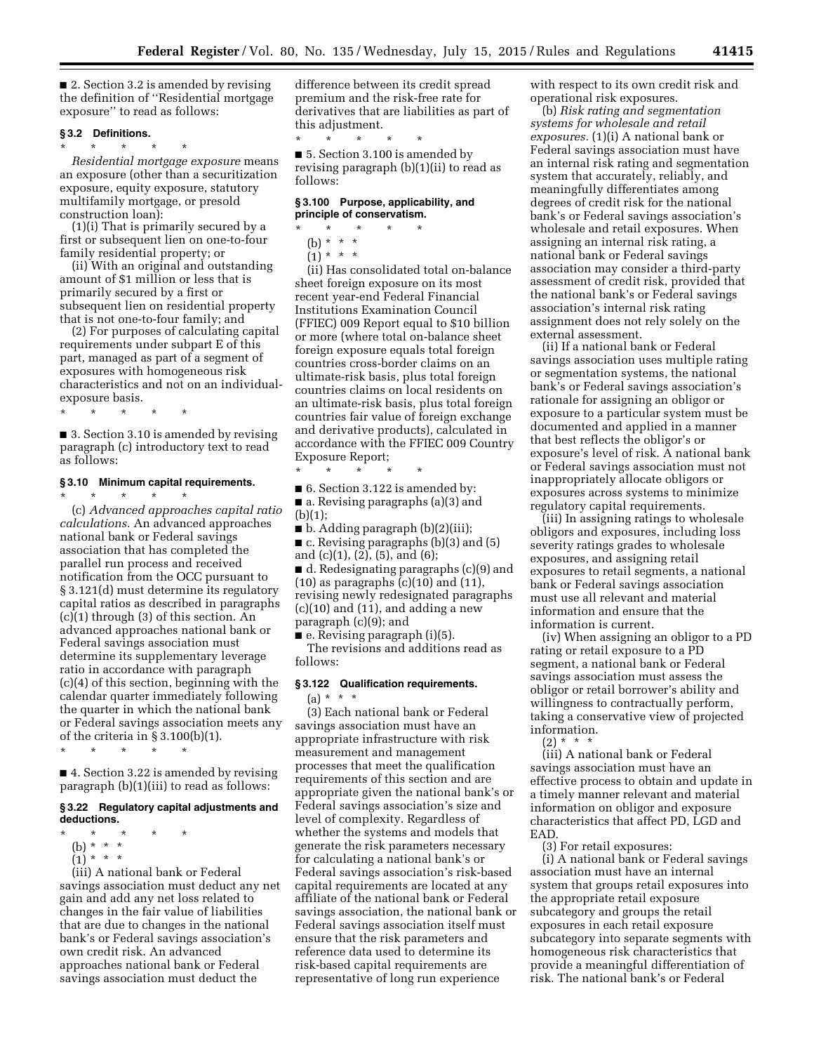■ 2. Section 3.2 is amended by revising the definition of "Residential mortgage exposure" to read as follows:

### § 3.2 Definitions.

\* \* \* \* \*

*Residential mortgage exposure* means an exposure (other than a securitization exposure, equity exposure, statutory multifamily mortgage, or presold construction loan):

(1)(i) That is primarily secured by a first or subsequent lien on one-to-four family residential property; or

(ii) With an original and outstanding amount of $1 million or less that is primarily secured by a first or subsequent lien on residential property that is not one-to-four family; and

(2) For purposes of calculating capital requirements under subpart E of this part, managed as part of a segment of exposures with homogeneous risk characteristics and not on an individual-exposure basis.

\* \* \* \* \*

■ 3. Section 3.10 is amended by revising paragraph (c) introductory text to read as follows:

### § 3.10 Minimum capital requirements.

\* \* \* \* \*

(c) *Advanced approaches capital ratio calculations.* An advanced approaches national bank or Federal savings association that has completed the parallel run process and received notification from the OCC pursuant to § 3.121(d) must determine its regulatory capital ratios as described in paragraphs (c)(1) through (3) of this section. An advanced approaches national bank or Federal savings association must determine its supplementary leverage ratio in accordance with paragraph (c)(4) of this section, beginning with the calendar quarter immediately following the quarter in which the national bank or Federal savings association meets any of the criteria in § 3.100(b)(1).

\* \* \* \* \*

■ 4. Section 3.22 is amended by revising paragraph (b)(1)(iii) to read as follows:

### § 3.22 Regulatory capital adjustments and deductions.

\* \* \* \* \*

(b) \* \* \*

(1) \* \* \*

(iii) A national bank or Federal savings association must deduct any net gain and add any net loss related to changes in the fair value of liabilities that are due to changes in the national bank's or Federal savings association's own credit risk. An advanced approaches national bank or Federal savings association must deduct the difference between its credit spread premium and the risk-free rate for derivatives that are liabilities as part of this adjustment.

\* \* \* \* \*

■ 5. Section 3.100 is amended by revising paragraph (b)(1)(ii) to read as follows:

### § 3.100 Purpose, applicability, and principle of conservatism.

\* \* \* \* \*

(b) \* \* \*

(1) \* \* \*

(ii) Has consolidated total on-balance sheet foreign exposure on its most recent year-end Federal Financial Institutions Examination Council (FFIEC) 009 Report equal to $10 billion or more (where total on-balance sheet foreign exposure equals total foreign countries cross-border claims on an ultimate-risk basis, plus total foreign countries claims on local residents on an ultimate-risk basis, plus total foreign countries fair value of foreign exchange and derivative products), calculated in accordance with the FFIEC 009 Country Exposure Report;

\* \* \* \* \*

■ 6. Section 3.122 is amended by:

■ a. Revising paragraphs (a)(3) and (b)(1);

■ b. Adding paragraph (b)(2)(iii);

■ c. Revising paragraphs (b)(3) and (5) and (c)(1), (2), (5), and (6);

■ d. Redesignating paragraphs (c)(9) and (10) as paragraphs (c)(10) and (11), revising newly redesignated paragraphs (c)(10) and (11), and adding a new paragraph (c)(9); and

■ e. Revising paragraph (i)(5).

The revisions and additions read as follows:

### § 3.122 Qualification requirements.

(a) \* \* \*

(3) Each national bank or Federal savings association must have an appropriate infrastructure with risk measurement and management processes that meet the qualification requirements of this section and are appropriate given the national bank's or Federal savings association's size and level of complexity. Regardless of whether the systems and models that generate the risk parameters necessary for calculating a national bank's or Federal savings association's risk-based capital requirements are located at any affiliate of the national bank or Federal savings association, the national bank or Federal savings association itself must ensure that the risk parameters and reference data used to determine its risk-based capital requirements are representative of long run experience with respect to its own credit risk and operational risk exposures.

(b) *Risk rating and segmentation systems for wholesale and retail exposures.* (1)(i) A national bank or Federal savings association must have an internal risk rating and segmentation system that accurately, reliably, and meaningfully differentiates among degrees of credit risk for the national bank's or Federal savings association's wholesale and retail exposures. When assigning an internal risk rating, a national bank or Federal savings association may consider a third-party assessment of credit risk, provided that the national bank's or Federal savings association's internal risk rating assignment does not rely solely on the external assessment.

(ii) If a national bank or Federal savings association uses multiple rating or segmentation systems, the national bank's or Federal savings association's rationale for assigning an obligor or exposure to a particular system must be documented and applied in a manner that best reflects the obligor's or exposure's level of risk. A national bank or Federal savings association must not inappropriately allocate obligors or exposures across systems to minimize regulatory capital requirements.

(iii) In assigning ratings to wholesale obligors and exposures, including loss severity ratings grades to wholesale exposures, and assigning retail exposures to retail segments, a national bank or Federal savings association must use all relevant and material information and ensure that the information is current.

(iv) When assigning an obligor to a PD rating or retail exposure to a PD segment, a national bank or Federal savings association must assess the obligor or retail borrower's ability and willingness to contractually perform, taking a conservative view of projected information.

(2) \* \* \*

(iii) A national bank or Federal savings association must have an effective process to obtain and update in a timely manner relevant and material information on obligor and exposure characteristics that affect PD, LGD and EAD.

(3) For retail exposures:

(i) A national bank or Federal savings association must have an internal system that groups retail exposures into the appropriate retail exposure subcategory and groups the retail exposures in each retail exposure subcategory into separate segments with homogeneous risk characteristics that provide a meaningful differentiation of risk. The national bank's or Federal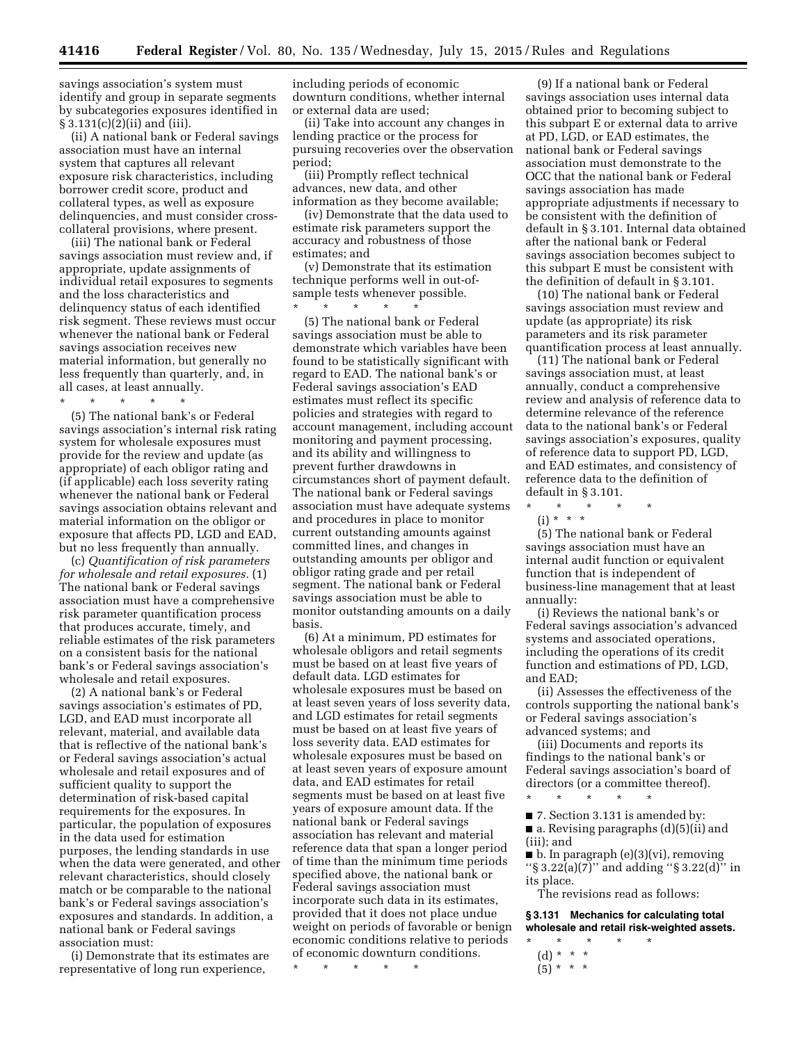savings association's system must identify and group in separate segments by subcategories exposures identified in § 3.131(c)(2)(ii) and (iii).

(ii) A national bank or Federal savings association must have an internal system that captures all relevant exposure risk characteristics, including borrower credit score, product and collateral types, as well as exposure delinquencies, and must consider cross-collateral provisions, where present.

(iii) The national bank or Federal savings association must review and, if appropriate, update assignments of individual retail exposures to segments and the loss characteristics and delinquency status of each identified risk segment. These reviews must occur whenever the national bank or Federal savings association receives new material information, but generally no less frequently than quarterly, and, in all cases, at least annually.

\* \* \* \* \*

(5) The national bank's or Federal savings association's internal risk rating system for wholesale exposures must provide for the review and update (as appropriate) of each obligor rating and (if applicable) each loss severity rating whenever the national bank or Federal savings association obtains relevant and material information on the obligor or exposure that affects PD, LGD and EAD, but no less frequently than annually.

(c) *Quantification of risk parameters for wholesale and retail exposures.* (1) The national bank or Federal savings association must have a comprehensive risk parameter quantification process that produces accurate, timely, and reliable estimates of the risk parameters on a consistent basis for the national bank's or Federal savings association's wholesale and retail exposures.

(2) A national bank's or Federal savings association's estimates of PD, LGD, and EAD must incorporate all relevant, material, and available data that is reflective of the national bank's or Federal savings association's actual wholesale and retail exposures and of sufficient quality to support the determination of risk-based capital requirements for the exposures. In particular, the population of exposures in the data used for estimation purposes, the lending standards in use when the data were generated, and other relevant characteristics, should closely match or be comparable to the national bank's or Federal savings association's exposures and standards. In addition, a national bank or Federal savings association must:

(i) Demonstrate that its estimates are representative of long run experience, including periods of economic downturn conditions, whether internal or external data are used;

(ii) Take into account any changes in lending practice or the process for pursuing recoveries over the observation period;

(iii) Promptly reflect technical advances, new data, and other information as they become available;

(iv) Demonstrate that the data used to estimate risk parameters support the accuracy and robustness of those estimates; and

(v) Demonstrate that its estimation technique performs well in out-of-sample tests whenever possible.

\* \* \* \* \*

(5) The national bank or Federal savings association must be able to demonstrate which variables have been found to be statistically significant with regard to EAD. The national bank's or Federal savings association's EAD estimates must reflect its specific policies and strategies with regard to account management, including account monitoring and payment processing, and its ability and willingness to prevent further drawdowns in circumstances short of payment default. The national bank or Federal savings association must have adequate systems and procedures in place to monitor current outstanding amounts against committed lines, and changes in outstanding amounts per obligor and obligor rating grade and per retail segment. The national bank or Federal savings association must be able to monitor outstanding amounts on a daily basis.

(6) At a minimum, PD estimates for wholesale obligors and retail segments must be based on at least five years of default data. LGD estimates for wholesale exposures must be based on at least seven years of loss severity data, and LGD estimates for retail segments must be based on at least five years of loss severity data. EAD estimates for wholesale exposures must be based on at least seven years of exposure amount data, and EAD estimates for retail segments must be based on at least five years of exposure amount data. If the national bank or Federal savings association has relevant and material reference data that span a longer period of time than the minimum time periods specified above, the national bank or Federal savings association must incorporate such data in its estimates, provided that it does not place undue weight on periods of favorable or benign economic conditions relative to periods of economic downturn conditions.

\* \* \* \* \*

(9) If a national bank or Federal savings association uses internal data obtained prior to becoming subject to this subpart E or external data to arrive at PD, LGD, or EAD estimates, the national bank or Federal savings association must demonstrate to the OCC that the national bank or Federal savings association has made appropriate adjustments if necessary to be consistent with the definition of default in § 3.101. Internal data obtained after the national bank or Federal savings association becomes subject to this subpart E must be consistent with the definition of default in § 3.101.

(10) The national bank or Federal savings association must review and update (as appropriate) its risk parameters and its risk parameter quantification process at least annually.

(11) The national bank or Federal savings association must, at least annually, conduct a comprehensive review and analysis of reference data to determine relevance of the reference data to the national bank's or Federal savings association's exposures, quality of reference data to support PD, LGD, and EAD estimates, and consistency of reference data to the definition of default in § 3.101.

\* \* \* \* \*

(i) \* \* \*

(5) The national bank or Federal savings association must have an internal audit function or equivalent function that is independent of business-line management that at least annually:

(i) Reviews the national bank's or Federal savings association's advanced systems and associated operations, including the operations of its credit function and estimations of PD, LGD, and EAD;

(ii) Assesses the effectiveness of the controls supporting the national bank's or Federal savings association's advanced systems; and

(iii) Documents and reports its findings to the national bank's or Federal savings association's board of directors (or a committee thereof).

\* \* \* \* \*

■ 7. Section 3.131 is amended by:

■ a. Revising paragraphs (d)(5)(ii) and (iii); and

■ b. In paragraph (e)(3)(vi), removing "§ 3.22(a)(7)" and adding "§ 3.22(d)" in its place.

The revisions read as follows:

**§ 3.131 Mechanics for calculating total wholesale and retail risk-weighted assets.**

\* \* \* \* \*

(d) \* \* \*

(5) \* \* \*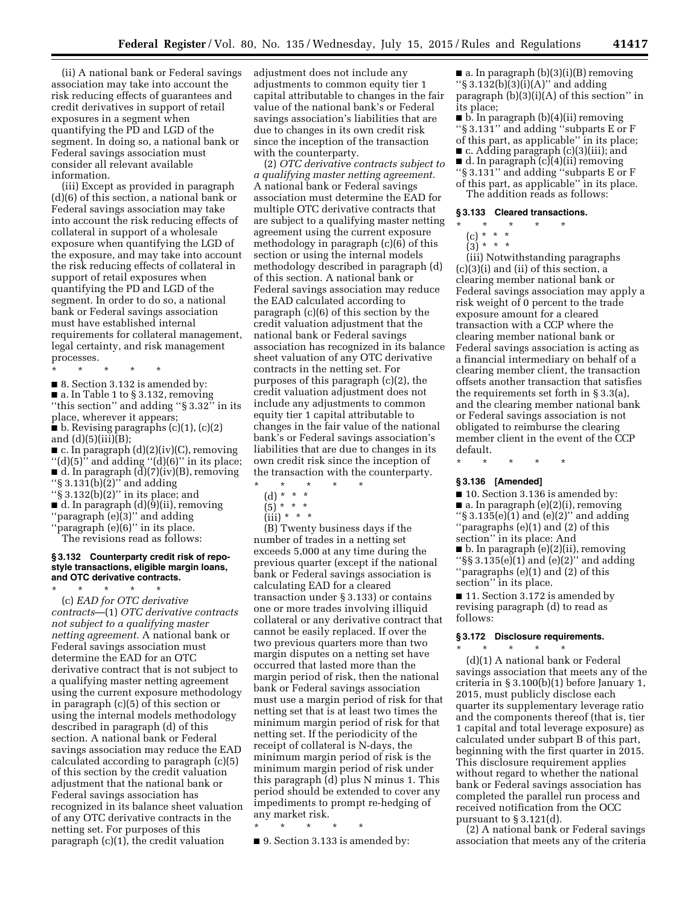(ii) A national bank or Federal savings association may take into account the risk reducing effects of guarantees and credit derivatives in support of retail exposures in a segment when quantifying the PD and LGD of the segment. In doing so, a national bank or Federal savings association must consider all relevant available information.

(iii) Except as provided in paragraph (d)(6) of this section, a national bank or Federal savings association may take into account the risk reducing effects of collateral in support of a wholesale exposure when quantifying the LGD of the exposure, and may take into account the risk reducing effects of collateral in support of retail exposures when quantifying the PD and LGD of the segment. In order to do so, a national bank or Federal savings association must have established internal requirements for collateral management, legal certainty, and risk management processes.

\* \* \* \* \*

■ 8. Section 3.132 is amended by:

■ a. In Table 1 to § 3.132, removing "this section" and adding "§ 3.32" in its place, wherever it appears;

■ b. Revising paragraphs (c)(1), (c)(2) and (d)(5)(iii)(B);

■ c. In paragraph (d)(2)(iv)(C), removing "(d)(5)" and adding "(d)(6)" in its place;

■ d. In paragraph (d)(7)(iv)(B), removing "§ 3.131(b)(2)" and adding "§ 3.132(b)(2)" in its place; and

■ d. In paragraph (d)(9)(ii), removing "paragraph (e)(3)" and adding "paragraph (e)(6)" in its place.

The revisions read as follows:

**§ 3.132 Counterparty credit risk of repo-style transactions, eligible margin loans, and OTC derivative contracts.**

\* \* \* \* \*

(c) *EAD for OTC derivative contracts*—(1) *OTC derivative contracts not subject to a qualifying master netting agreement.* A national bank or Federal savings association must determine the EAD for an OTC derivative contract that is not subject to a qualifying master netting agreement using the current exposure methodology in paragraph (c)(5) of this section or using the internal models methodology described in paragraph (d) of this section. A national bank or Federal savings association may reduce the EAD calculated according to paragraph (c)(5) of this section by the credit valuation adjustment that the national bank or Federal savings association has recognized in its balance sheet valuation of any OTC derivative contracts in the netting set. For purposes of this paragraph (c)(1), the credit valuation adjustment does not include any adjustments to common equity tier 1 capital attributable to changes in the fair value of the national bank's or Federal savings association's liabilities that are due to changes in its own credit risk since the inception of the transaction with the counterparty.

(2) *OTC derivative contracts subject to a qualifying master netting agreement.* A national bank or Federal savings association must determine the EAD for multiple OTC derivative contracts that are subject to a qualifying master netting agreement using the current exposure methodology in paragraph (c)(6) of this section or using the internal models methodology described in paragraph (d) of this section. A national bank or Federal savings association may reduce the EAD calculated according to paragraph (c)(6) of this section by the credit valuation adjustment that the national bank or Federal savings association has recognized in its balance sheet valuation of any OTC derivative contracts in the netting set. For purposes of this paragraph (c)(2), the credit valuation adjustment does not include any adjustments to common equity tier 1 capital attributable to changes in the fair value of the national bank's or Federal savings association's liabilities that are due to changes in its own credit risk since the inception of the transaction with the counterparty.

\* \* \* \* \*

(d) \* \* \*

(5) \* \* \*

(iii) \* \* \*

(B) Twenty business days if the number of trades in a netting set exceeds 5,000 at any time during the previous quarter (except if the national bank or Federal savings association is calculating EAD for a cleared transaction under § 3.133) or contains one or more trades involving illiquid collateral or any derivative contract that cannot be easily replaced. If over the two previous quarters more than two margin disputes on a netting set have occurred that lasted more than the margin period of risk, then the national bank or Federal savings association must use a margin period of risk for that netting set that is at least two times the minimum margin period of risk for that netting set. If the periodicity of the receipt of collateral is N-days, the minimum margin period of risk is the minimum margin period of risk under this paragraph (d) plus N minus 1. This period should be extended to cover any impediments to prompt re-hedging of any market risk.

\* \* \* \* \*

■ 9. Section 3.133 is amended by:

■ a. In paragraph (b)(3)(i)(B) removing "§ 3.132(b)(3)(i)(A)" and adding paragraph (b)(3)(i)(A) of this section" in its place;

■ b. In paragraph (b)(4)(ii) removing "§ 3.131" and adding "subparts E or F of this part, as applicable" in its place;

■ c. Adding paragraph (c)(3)(iii); and

■ d. In paragraph (c)(4)(ii) removing "§ 3.131" and adding "subparts E or F of this part, as applicable" in its place.

The addition reads as follows:

**§ 3.133 Cleared transactions.**

\* \* \* \* \*

(c) \* \* \*

(3) \* \* \*

(iii) Notwithstanding paragraphs (c)(3)(i) and (ii) of this section, a clearing member national bank or Federal savings association may apply a risk weight of 0 percent to the trade exposure amount for a cleared transaction with a CCP where the clearing member national bank or Federal savings association is acting as a financial intermediary on behalf of a clearing member client, the transaction offsets another transaction that satisfies the requirements set forth in § 3.3(a), and the clearing member national bank or Federal savings association is not obligated to reimburse the clearing member client in the event of the CCP default.

\* \* \* \* \*

**§ 3.136 [Amended]**

■ 10. Section 3.136 is amended by:

■ a. In paragraph (e)(2)(i), removing "§ 3.135(e)(1) and (e)(2)" and adding "paragraphs (e)(1) and (2) of this section" in its place: And

■ b. In paragraph (e)(2)(ii), removing "§§ 3.135(e)(1) and (e)(2)" and adding "paragraphs (e)(1) and (2) of this section" in its place.

■ 11. Section 3.172 is amended by revising paragraph (d) to read as follows:

**§ 3.172 Disclosure requirements.**

\* \* \* \* \*

(d)(1) A national bank or Federal savings association that meets any of the criteria in § 3.100(b)(1) before January 1, 2015, must publicly disclose each quarter its supplementary leverage ratio and the components thereof (that is, tier 1 capital and total leverage exposure) as calculated under subpart B of this part, beginning with the first quarter in 2015. This disclosure requirement applies without regard to whether the national bank or Federal savings association has completed the parallel run process and received notification from the OCC pursuant to § 3.121(d).

(2) A national bank or Federal savings association that meets any of the criteria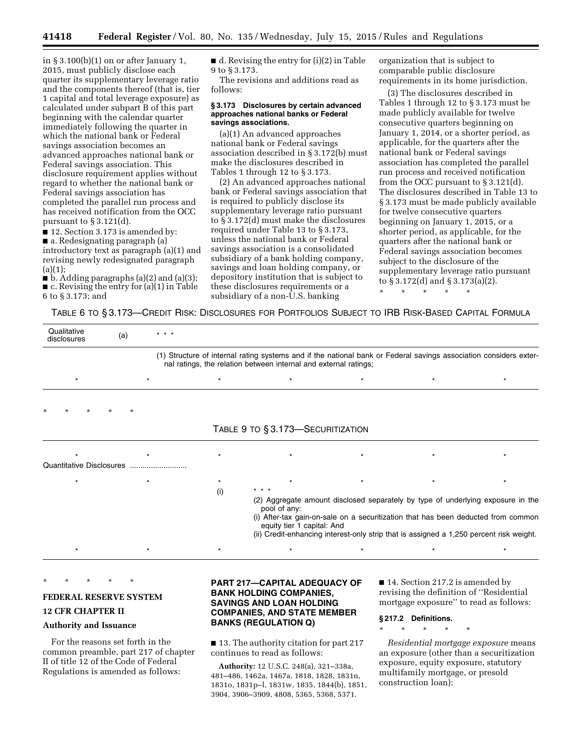in § 3.100(b)(1) on or after January 1, 2015, must publicly disclose each quarter its supplementary leverage ratio and the components thereof (that is, tier 1 capital and total leverage exposure) as calculated under subpart B of this part beginning with the calendar quarter immediately following the quarter in which the national bank or Federal savings association becomes an advanced approaches national bank or Federal savings association. This disclosure requirement applies without regard to whether the national bank or Federal savings association has completed the parallel run process and has received notification from the OCC pursuant to § 3.121(d).

■ 12. Section 3.173 is amended by:

■ a. Redesignating paragraph (a) introductory text as paragraph (a)(1) and revising newly redesignated paragraph (a)(1);

■ b. Adding paragraphs (a)(2) and (a)(3);

■ c. Revising the entry for (a)(1) in Table 6 to § 3.173; and

■ d. Revising the entry for (i)(2) in Table 9 to § 3.173.

The revisions and additions read as follows:

**§ 3.173 Disclosures by certain advanced approaches national banks or Federal savings associations.**

(a)(1) An advanced approaches national bank or Federal savings association described in § 3.172(b) must make the disclosures described in Tables 1 through 12 to § 3.173.

(2) An advanced approaches national bank or Federal savings association that is required to publicly disclose its supplementary leverage ratio pursuant to § 3.172(d) must make the disclosures required under Table 13 to § 3.173, unless the national bank or Federal savings association is a consolidated subsidiary of a bank holding company, savings and loan holding company, or depository institution that is subject to these disclosures requirements or a subsidiary of a non-U.S. banking organization that is subject to comparable public disclosure requirements in its home jurisdiction.

(3) The disclosures described in Tables 1 through 12 to § 3.173 must be made publicly available for twelve consecutive quarters beginning on January 1, 2014, or a shorter period, as applicable, for the quarters after the national bank or Federal savings association has completed the parallel run process and received notification from the OCC pursuant to § 3.121(d). The disclosures described in Table 13 to § 3.173 must be made publicly available for twelve consecutive quarters beginning on January 1, 2015, or a shorter period, as applicable, for the quarters after the national bank or Federal savings association becomes subject to the disclosure of the supplementary leverage ratio pursuant to § 3.172(d) and § 3.173(a)(2).

\* \* \* \* \*

TABLE 6 TO § 3.173—CREDIT RISK: DISCLOSURES FOR PORTFOLIOS SUBJECT TO IRB RISK-BASED CAPITAL FORMULA

| | | |
|---|---|---|
| Qualitative disclosures | (a) | \* \* \* |
| | | (1) Structure of internal rating systems and if the national bank or Federal savings association considers external ratings, the relation between internal and external ratings; |
| \* | \* | \* \* \* \* \* |

\* \* \* \* \*

TABLE 9 TO § 3.173—SECURITIZATION

| | | |
|---|---|---|
| \* | \* | \* \* \* \* \* |
| Quantitative Disclosures | | |
| \* | \* | \* \* \* \* \* |
| | (i) | \* \* \* (2) Aggregate amount disclosed separately by type of underlying exposure in the pool of any: (i) After-tax gain-on-sale on a securitization that has been deducted from common equity tier 1 capital: And (ii) Credit-enhancing interest-only strip that is assigned a 1,250 percent risk weight. |
| \* | \* | \* \* \* \* \* |

\* \* \* \* \*

**FEDERAL RESERVE SYSTEM**

**12 CFR CHAPTER II**

**Authority and Issuance**

For the reasons set forth in the common preamble, part 217 of chapter II of title 12 of the Code of Federal Regulations is amended as follows:

**PART 217—CAPITAL ADEQUACY OF BANK HOLDING COMPANIES, SAVINGS AND LOAN HOLDING COMPANIES, AND STATE MEMBER BANKS (REGULATION Q)**

■ 13. The authority citation for part 217 continues to read as follows:

**Authority:** 12 U.S.C. 248(a), 321–338a, 481–486, 1462a, 1467a, 1818, 1828, 1831n, 1831o, 1831p–l, 1831w, 1835, 1844(b), 1851, 3904, 3906–3909, 4808, 5365, 5368, 5371.

■ 14. Section 217.2 is amended by revising the definition of ''Residential mortgage exposure'' to read as follows:

**§ 217.2 Definitions.**

\* \* \* \* \*

*Residential mortgage exposure* means an exposure (other than a securitization exposure, equity exposure, statutory multifamily mortgage, or presold construction loan):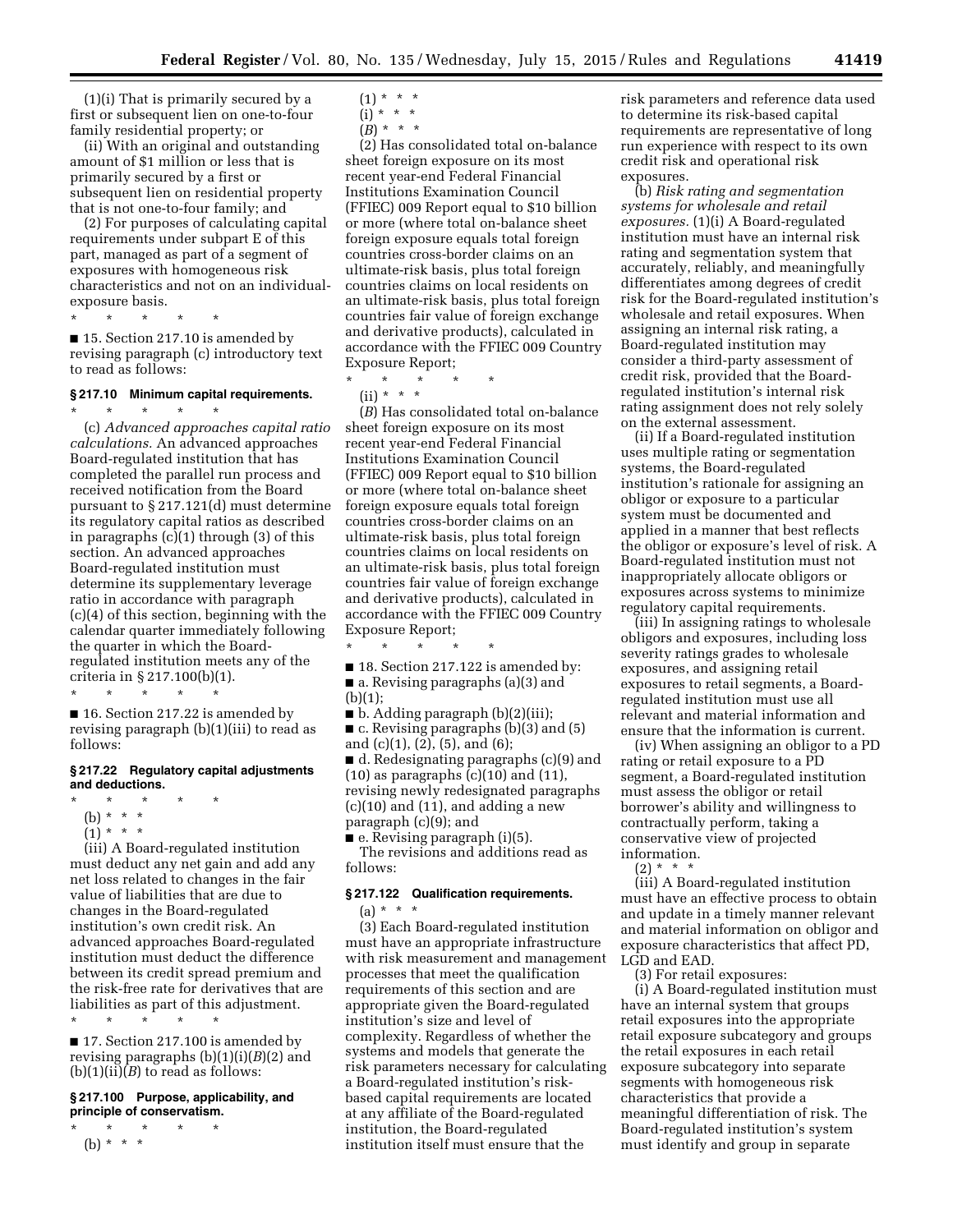(1)(i) That is primarily secured by a first or subsequent lien on one-to-four family residential property; or

(ii) With an original and outstanding amount of $1 million or less that is primarily secured by a first or subsequent lien on residential property that is not one-to-four family; and

(2) For purposes of calculating capital requirements under subpart E of this part, managed as part of a segment of exposures with homogeneous risk characteristics and not on an individual-exposure basis.

\* \* \* \* \*

■ 15. Section 217.10 is amended by revising paragraph (c) introductory text to read as follows:

### § 217.10 Minimum capital requirements.

\* \* \* \* \*

(c) *Advanced approaches capital ratio calculations.* An advanced approaches Board-regulated institution that has completed the parallel run process and received notification from the Board pursuant to § 217.121(d) must determine its regulatory capital ratios as described in paragraphs (c)(1) through (3) of this section. An advanced approaches Board-regulated institution must determine its supplementary leverage ratio in accordance with paragraph (c)(4) of this section, beginning with the calendar quarter immediately following the quarter in which the Board-regulated institution meets any of the criteria in § 217.100(b)(1).

\* \* \* \* \*

■ 16. Section 217.22 is amended by revising paragraph (b)(1)(iii) to read as follows:

### § 217.22 Regulatory capital adjustments and deductions.

\* \* \* \* \*

(b) \* \* \*

(1) \* \* \*

(iii) A Board-regulated institution must deduct any net gain and add any net loss related to changes in the fair value of liabilities that are due to changes in the Board-regulated institution's own credit risk. An advanced approaches Board-regulated institution must deduct the difference between its credit spread premium and the risk-free rate for derivatives that are liabilities as part of this adjustment.

\* \* \* \* \*

■ 17. Section 217.100 is amended by revising paragraphs (b)(1)(i)(*B*)(*2*) and (b)(1)(ii)(*B*) to read as follows:

### § 217.100 Purpose, applicability, and principle of conservatism.

\* \* \* \* \*

(b) \* \* \*

(1) \* \* \*

(i) \* \* \*

(*B*) \* \* \*

(*2*) Has consolidated total on-balance sheet foreign exposure on its most recent year-end Federal Financial Institutions Examination Council (FFIEC) 009 Report equal to $10 billion or more (where total on-balance sheet foreign exposure equals total foreign countries cross-border claims on an ultimate-risk basis, plus total foreign countries claims on local residents on an ultimate-risk basis, plus total foreign countries fair value of foreign exchange and derivative products), calculated in accordance with the FFIEC 009 Country Exposure Report;

\* \* \* \* \*

(ii) \* \* \*

(*B*) Has consolidated total on-balance sheet foreign exposure on its most recent year-end Federal Financial Institutions Examination Council (FFIEC) 009 Report equal to $10 billion or more (where total on-balance sheet foreign exposure equals total foreign countries cross-border claims on an ultimate-risk basis, plus total foreign countries claims on local residents on an ultimate-risk basis, plus total foreign countries fair value of foreign exchange and derivative products), calculated in accordance with the FFIEC 009 Country Exposure Report;

\* \* \* \* \*

■ 18. Section 217.122 is amended by:

■ a. Revising paragraphs (a)(3) and (b)(1);

■ b. Adding paragraph (b)(2)(iii);

■ c. Revising paragraphs (b)(3) and (5) and (c)(1), (2), (5), and (6);

■ d. Redesignating paragraphs (c)(9) and (10) as paragraphs (c)(10) and (11), revising newly redesignated paragraphs (c)(10) and (11), and adding a new paragraph (c)(9); and

■ e. Revising paragraph (i)(5).

The revisions and additions read as follows:

### § 217.122 Qualification requirements.

(a) \* \* \*

(3) Each Board-regulated institution must have an appropriate infrastructure with risk measurement and management processes that meet the qualification requirements of this section and are appropriate given the Board-regulated institution's size and level of complexity. Regardless of whether the systems and models that generate the risk parameters necessary for calculating a Board-regulated institution's risk-based capital requirements are located at any affiliate of the Board-regulated institution, the Board-regulated institution itself must ensure that the risk parameters and reference data used to determine its risk-based capital requirements are representative of long run experience with respect to its own credit risk and operational risk exposures.

(b) *Risk rating and segmentation systems for wholesale and retail exposures.* (1)(i) A Board-regulated institution must have an internal risk rating and segmentation system that accurately, reliably, and meaningfully differentiates among degrees of credit risk for the Board-regulated institution's wholesale and retail exposures. When assigning an internal risk rating, a Board-regulated institution may consider a third-party assessment of credit risk, provided that the Board-regulated institution's internal risk rating assignment does not rely solely on the external assessment.

(ii) If a Board-regulated institution uses multiple rating or segmentation systems, the Board-regulated institution's rationale for assigning an obligor or exposure to a particular system must be documented and applied in a manner that best reflects the obligor or exposure's level of risk. A Board-regulated institution must not inappropriately allocate obligors or exposures across systems to minimize regulatory capital requirements.

(iii) In assigning ratings to wholesale obligors and exposures, including loss severity ratings grades to wholesale exposures, and assigning retail exposures to retail segments, a Board-regulated institution must use all relevant and material information and ensure that the information is current.

(iv) When assigning an obligor to a PD rating or retail exposure to a PD segment, a Board-regulated institution must assess the obligor or retail borrower's ability and willingness to contractually perform, taking a conservative view of projected information.

(2) \* \* \*

(iii) A Board-regulated institution must have an effective process to obtain and update in a timely manner relevant and material information on obligor and exposure characteristics that affect PD, LGD and EAD.

(3) For retail exposures:

(i) A Board-regulated institution must have an internal system that groups retail exposures into the appropriate retail exposure subcategory and groups the retail exposures in each retail exposure subcategory into separate segments with homogeneous risk characteristics that provide a meaningful differentiation of risk. The Board-regulated institution's system must identify and group in separate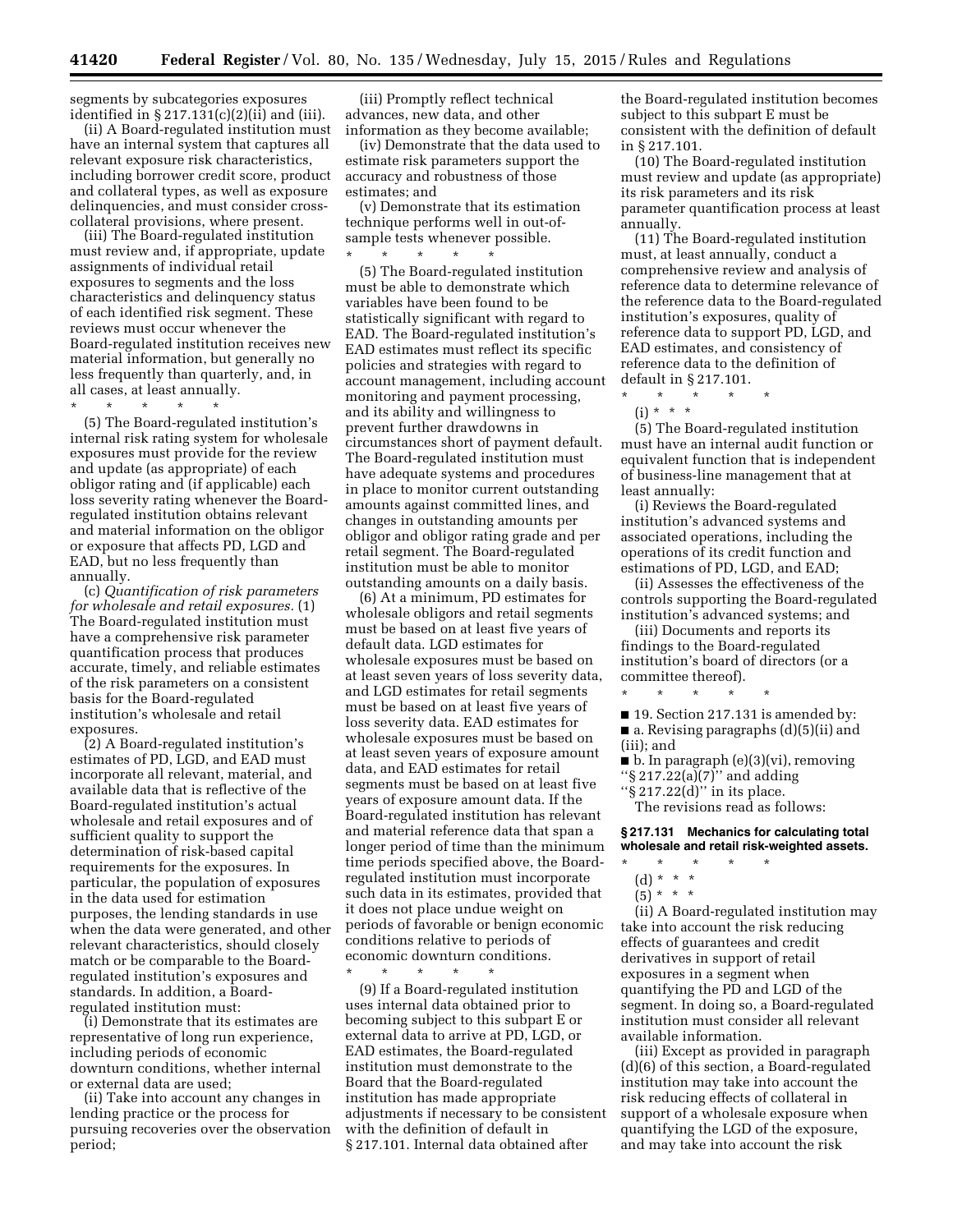segments by subcategories exposures identified in § 217.131(c)(2)(ii) and (iii).

(ii) A Board-regulated institution must have an internal system that captures all relevant exposure risk characteristics, including borrower credit score, product and collateral types, as well as exposure delinquencies, and must consider cross-collateral provisions, where present.

(iii) The Board-regulated institution must review and, if appropriate, update assignments of individual retail exposures to segments and the loss characteristics and delinquency status of each identified risk segment. These reviews must occur whenever the Board-regulated institution receives new material information, but generally no less frequently than quarterly, and, in all cases, at least annually.

\* \* \* \* \*

(5) The Board-regulated institution's internal risk rating system for wholesale exposures must provide for the review and update (as appropriate) of each obligor rating and (if applicable) each loss severity rating whenever the Board-regulated institution obtains relevant and material information on the obligor or exposure that affects PD, LGD and EAD, but no less frequently than annually.

(c) *Quantification of risk parameters for wholesale and retail exposures.* (1) The Board-regulated institution must have a comprehensive risk parameter quantification process that produces accurate, timely, and reliable estimates of the risk parameters on a consistent basis for the Board-regulated institution's wholesale and retail exposures.

(2) A Board-regulated institution's estimates of PD, LGD, and EAD must incorporate all relevant, material, and available data that is reflective of the Board-regulated institution's actual wholesale and retail exposures and of sufficient quality to support the determination of risk-based capital requirements for the exposures. In particular, the population of exposures in the data used for estimation purposes, the lending standards in use when the data were generated, and other relevant characteristics, should closely match or be comparable to the Board-regulated institution's exposures and standards. In addition, a Board-regulated institution must:

(i) Demonstrate that its estimates are representative of long run experience, including periods of economic downturn conditions, whether internal or external data are used;

(ii) Take into account any changes in lending practice or the process for pursuing recoveries over the observation period;

(iii) Promptly reflect technical advances, new data, and other information as they become available;

(iv) Demonstrate that the data used to estimate risk parameters support the accuracy and robustness of those estimates; and

(v) Demonstrate that its estimation technique performs well in out-of-sample tests whenever possible.

\* \* \* \* \*

(5) The Board-regulated institution must be able to demonstrate which variables have been found to be statistically significant with regard to EAD. The Board-regulated institution's EAD estimates must reflect its specific policies and strategies with regard to account management, including account monitoring and payment processing, and its ability and willingness to prevent further drawdowns in circumstances short of payment default. The Board-regulated institution must have adequate systems and procedures in place to monitor current outstanding amounts against committed lines, and changes in outstanding amounts per obligor and obligor rating grade and per retail segment. The Board-regulated institution must be able to monitor outstanding amounts on a daily basis.

(6) At a minimum, PD estimates for wholesale obligors and retail segments must be based on at least five years of default data. LGD estimates for wholesale exposures must be based on at least seven years of loss severity data, and LGD estimates for retail segments must be based on at least five years of loss severity data. EAD estimates for wholesale exposures must be based on at least seven years of exposure amount data, and EAD estimates for retail segments must be based on at least five years of exposure amount data. If the Board-regulated institution has relevant and material reference data that span a longer period of time than the minimum time periods specified above, the Board-regulated institution must incorporate such data in its estimates, provided that it does not place undue weight on periods of favorable or benign economic conditions relative to periods of economic downturn conditions.

\* \* \* \* \*

(9) If a Board-regulated institution uses internal data obtained prior to becoming subject to this subpart E or external data to arrive at PD, LGD, or EAD estimates, the Board-regulated institution must demonstrate to the Board that the Board-regulated institution has made appropriate adjustments if necessary to be consistent with the definition of default in § 217.101. Internal data obtained after the Board-regulated institution becomes subject to this subpart E must be consistent with the definition of default in § 217.101.

(10) The Board-regulated institution must review and update (as appropriate) its risk parameters and its risk parameter quantification process at least annually.

(11) The Board-regulated institution must, at least annually, conduct a comprehensive review and analysis of reference data to determine relevance of the reference data to the Board-regulated institution's exposures, quality of reference data to support PD, LGD, and EAD estimates, and consistency of reference data to the definition of default in § 217.101.

\* \* \* \* \*

(i) \* \* \*

(5) The Board-regulated institution must have an internal audit function or equivalent function that is independent of business-line management that at least annually:

(i) Reviews the Board-regulated institution's advanced systems and associated operations, including the operations of its credit function and estimations of PD, LGD, and EAD;

(ii) Assesses the effectiveness of the controls supporting the Board-regulated institution's advanced systems; and

(iii) Documents and reports its findings to the Board-regulated institution's board of directors (or a committee thereof).

\* \* \* \* \*

■ 19. Section 217.131 is amended by:

■ a. Revising paragraphs (d)(5)(ii) and (iii); and

■ b. In paragraph (e)(3)(vi), removing "§ 217.22(a)(7)" and adding "§ 217.22(d)" in its place.

The revisions read as follows:

**§ 217.131 Mechanics for calculating total wholesale and retail risk-weighted assets.**

\* \* \* \* \*

(d) \* \* \*

(5) \* \* \*

(ii) A Board-regulated institution may take into account the risk reducing effects of guarantees and credit derivatives in support of retail exposures in a segment when quantifying the PD and LGD of the segment. In doing so, a Board-regulated institution must consider all relevant available information.

(iii) Except as provided in paragraph (d)(6) of this section, a Board-regulated institution may take into account the risk reducing effects of collateral in support of a wholesale exposure when quantifying the LGD of the exposure, and may take into account the risk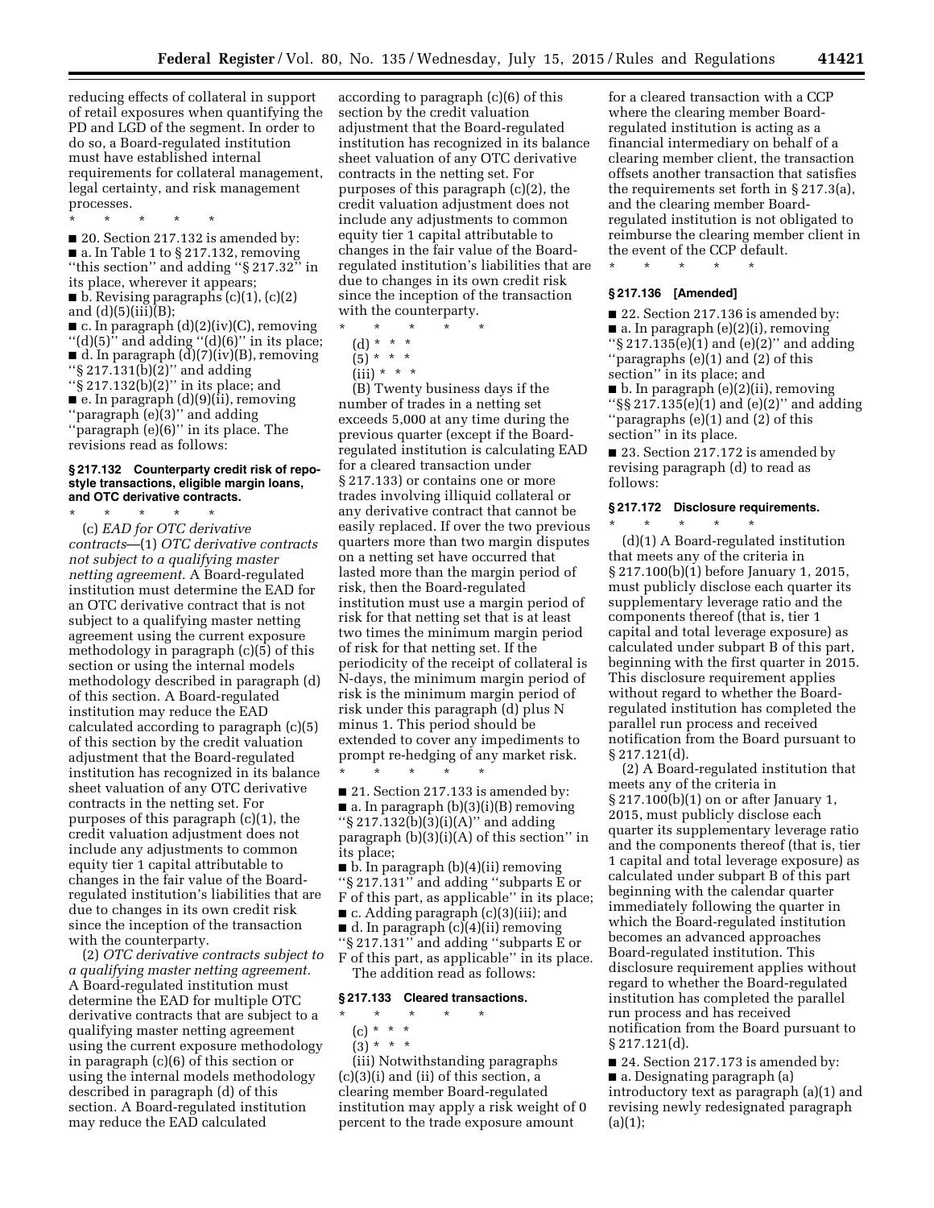reducing effects of collateral in support of retail exposures when quantifying the PD and LGD of the segment. In order to do so, a Board-regulated institution must have established internal requirements for collateral management, legal certainty, and risk management processes.

\* \* \* \* \*

■ 20. Section 217.132 is amended by:

■ a. In Table 1 to § 217.132, removing "this section" and adding "§ 217.32" in its place, wherever it appears;

■ b. Revising paragraphs (c)(1), (c)(2) and (d)(5)(iii)(B);

■ c. In paragraph (d)(2)(iv)(C), removing "(d)(5)" and adding "(d)(6)" in its place;

■ d. In paragraph (d)(7)(iv)(B), removing "§ 217.131(b)(2)" and adding "§ 217.132(b)(2)" in its place; and

■ e. In paragraph (d)(9)(ii), removing "paragraph (e)(3)" and adding "paragraph (e)(6)" in its place. The revisions read as follows:

### § 217.132 Counterparty credit risk of repo-style transactions, eligible margin loans, and OTC derivative contracts.

\* \* \* \* \*

(c) *EAD for OTC derivative contracts*—(1) *OTC derivative contracts not subject to a qualifying master netting agreement.* A Board-regulated institution must determine the EAD for an OTC derivative contract that is not subject to a qualifying master netting agreement using the current exposure methodology in paragraph (c)(5) of this section or using the internal models methodology described in paragraph (d) of this section. A Board-regulated institution may reduce the EAD calculated according to paragraph (c)(5) of this section by the credit valuation adjustment that the Board-regulated institution has recognized in its balance sheet valuation of any OTC derivative contracts in the netting set. For purposes of this paragraph (c)(1), the credit valuation adjustment does not include any adjustments to common equity tier 1 capital attributable to changes in the fair value of the Board-regulated institution's liabilities that are due to changes in its own credit risk since the inception of the transaction with the counterparty.

(2) *OTC derivative contracts subject to a qualifying master netting agreement.* A Board-regulated institution must determine the EAD for multiple OTC derivative contracts that are subject to a qualifying master netting agreement using the current exposure methodology in paragraph (c)(6) of this section or using the internal models methodology described in paragraph (d) of this section. A Board-regulated institution may reduce the EAD calculated according to paragraph (c)(6) of this section by the credit valuation adjustment that the Board-regulated institution has recognized in its balance sheet valuation of any OTC derivative contracts in the netting set. For purposes of this paragraph (c)(2), the credit valuation adjustment does not include any adjustments to common equity tier 1 capital attributable to changes in the fair value of the Board-regulated institution's liabilities that are due to changes in its own credit risk since the inception of the transaction with the counterparty.

\* \* \* \* \*

(d) \* \* \*

(5) \* \* \*

(iii) \* \* \*

(B) Twenty business days if the number of trades in a netting set exceeds 5,000 at any time during the previous quarter (except if the Board-regulated institution is calculating EAD for a cleared transaction under § 217.133) or contains one or more trades involving illiquid collateral or any derivative contract that cannot be easily replaced. If over the two previous quarters more than two margin disputes on a netting set have occurred that lasted more than the margin period of risk, then the Board-regulated institution must use a margin period of risk for that netting set that is at least two times the minimum margin period of risk for that netting set. If the periodicity of the receipt of collateral is N-days, the minimum margin period of risk is the minimum margin period of risk under this paragraph (d) plus N minus 1. This period should be extended to cover any impediments to prompt re-hedging of any market risk.

\* \* \* \* \*

■ 21. Section 217.133 is amended by:

■ a. In paragraph (b)(3)(i)(B) removing "§ 217.132(b)(3)(i)(A)" and adding paragraph (b)(3)(i)(A) of this section" in its place;

■ b. In paragraph (b)(4)(ii) removing "§ 217.131" and adding "subparts E or F of this part, as applicable" in its place;

■ c. Adding paragraph (c)(3)(iii); and

■ d. In paragraph (c)(4)(ii) removing "§ 217.131" and adding "subparts E or F of this part, as applicable" in its place.

The addition read as follows:

### § 217.133 Cleared transactions.

\* \* \* \* \*

(c) \* \* \*

(3) \* \* \*

(iii) Notwithstanding paragraphs (c)(3)(i) and (ii) of this section, a clearing member Board-regulated institution may apply a risk weight of 0 percent to the trade exposure amount for a cleared transaction with a CCP where the clearing member Board-regulated institution is acting as a financial intermediary on behalf of a clearing member client, the transaction offsets another transaction that satisfies the requirements set forth in § 217.3(a), and the clearing member Board-regulated institution is not obligated to reimburse the clearing member client in the event of the CCP default.

\* \* \* \* \*

### § 217.136 [Amended]

■ 22. Section 217.136 is amended by:

■ a. In paragraph (e)(2)(i), removing "§ 217.135(e)(1) and (e)(2)" and adding "paragraphs (e)(1) and (2) of this section" in its place; and

■ b. In paragraph (e)(2)(ii), removing "§§ 217.135(e)(1) and (e)(2)" and adding "paragraphs (e)(1) and (2) of this section" in its place.

■ 23. Section 217.172 is amended by revising paragraph (d) to read as follows:

### § 217.172 Disclosure requirements.

\* \* \* \* \*

(d)(1) A Board-regulated institution that meets any of the criteria in § 217.100(b)(1) before January 1, 2015, must publicly disclose each quarter its supplementary leverage ratio and the components thereof (that is, tier 1 capital and total leverage exposure) as calculated under subpart B of this part, beginning with the first quarter in 2015. This disclosure requirement applies without regard to whether the Board-regulated institution has completed the parallel run process and received notification from the Board pursuant to § 217.121(d).

(2) A Board-regulated institution that meets any of the criteria in § 217.100(b)(1) on or after January 1, 2015, must publicly disclose each quarter its supplementary leverage ratio and the components thereof (that is, tier 1 capital and total leverage exposure) as calculated under subpart B of this part beginning with the calendar quarter immediately following the quarter in which the Board-regulated institution becomes an advanced approaches Board-regulated institution. This disclosure requirement applies without regard to whether the Board-regulated institution has completed the parallel run process and has received notification from the Board pursuant to § 217.121(d).

■ 24. Section 217.173 is amended by:

■ a. Designating paragraph (a) introductory text as paragraph (a)(1) and revising newly redesignated paragraph (a)(1);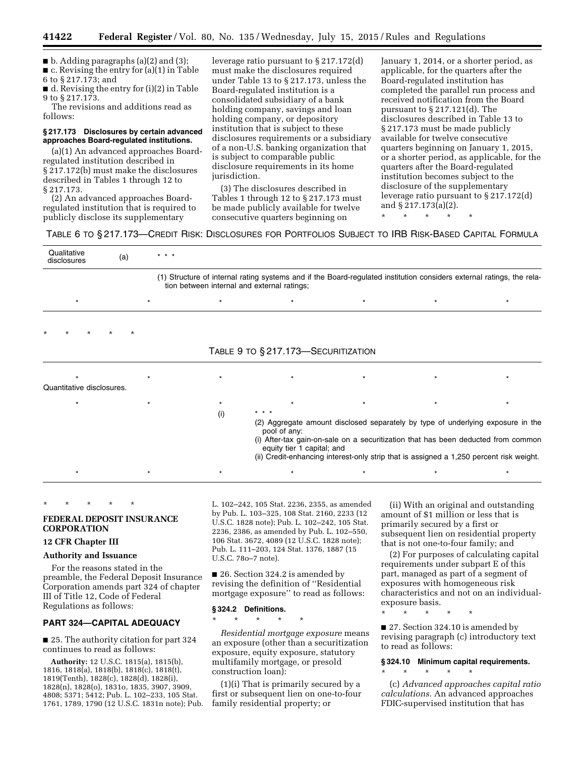■ b. Adding paragraphs (a)(2) and (3);

■ c. Revising the entry for (a)(1) in Table 6 to § 217.173; and

■ d. Revising the entry for (i)(2) in Table 9 to § 217.173.

The revisions and additions read as follows:

**§ 217.173 Disclosures by certain advanced approaches Board-regulated institutions.**

(a)(1) An advanced approaches Board-regulated institution described in § 217.172(b) must make the disclosures described in Tables 1 through 12 to § 217.173.

(2) An advanced approaches Board-regulated institution that is required to publicly disclose its supplementary leverage ratio pursuant to § 217.172(d) must make the disclosures required under Table 13 to § 217.173, unless the Board-regulated institution is a consolidated subsidiary of a bank holding company, savings and loan holding company, or depository institution that is subject to these disclosures requirements or a subsidiary of a non-U.S. banking organization that is subject to comparable public disclosure requirements in its home jurisdiction.

(3) The disclosures described in Tables 1 through 12 to § 217.173 must be made publicly available for twelve consecutive quarters beginning on January 1, 2014, or a shorter period, as applicable, for the quarters after the Board-regulated institution has completed the parallel run process and received notification from the Board pursuant to § 217.121(d). The disclosures described in Table 13 to § 217.173 must be made publicly available for twelve consecutive quarters beginning on January 1, 2015, or a shorter period, as applicable, for the quarters after the Board-regulated institution becomes subject to the disclosure of the supplementary leverage ratio pursuant to § 217.172(d) and § 217.173(a)(2).

\* \* \* \* \*

TABLE 6 TO § 217.173—CREDIT RISK: DISCLOSURES FOR PORTFOLIOS SUBJECT TO IRB RISK-BASED CAPITAL FORMULA

| | | |
|---|---|---|
| Qualitative disclosures | (a) | \* \* \* |
| | | (1) Structure of internal rating systems and if the Board-regulated institution considers external ratings, the relation between internal and external ratings; |
| \* | \* | \* \* \* \* \* |

\* \* \* \* \*

TABLE 9 TO § 217.173—SECURITIZATION

| | | |
|---|---|---|
| \* | \* | \* \* \* \* \* |
| Quantitative disclosures. | | |
| \* | \* | \* \* \* \* \* |
| | (i) | \* \* \*<br>(2) Aggregate amount disclosed separately by type of underlying exposure in the pool of any:<br>(i) After-tax gain-on-sale on a securitization that has been deducted from common equity tier 1 capital; and<br>(ii) Credit-enhancing interest-only strip that is assigned a 1,250 percent risk weight. |
| \* | \* | \* \* \* \* \* |

\* \* \* \* \*

**FEDERAL DEPOSIT INSURANCE CORPORATION**

**12 CFR Chapter III**

**Authority and Issuance**

For the reasons stated in the preamble, the Federal Deposit Insurance Corporation amends part 324 of chapter III of Title 12, Code of Federal Regulations as follows:

## PART 324—CAPITAL ADEQUACY

■ 25. The authority citation for part 324 continues to read as follows:

**Authority:** 12 U.S.C. 1815(a), 1815(b), 1816, 1818(a), 1818(b), 1818(c), 1818(t), 1819(Tenth), 1828(c), 1828(d), 1828(i), 1828(n), 1828(o), 1831o, 1835, 3907, 3909, 4808; 5371; 5412; Pub. L. 102–233, 105 Stat. 1761, 1789, 1790 (12 U.S.C. 1831n note); Pub. L. 102–242, 105 Stat. 2236, 2355, as amended by Pub. L. 103–325, 108 Stat. 2160, 2233 (12 U.S.C. 1828 note); Pub. L. 102–242, 105 Stat. 2236, 2386, as amended by Pub. L. 102–550, 106 Stat. 3672, 4089 (12 U.S.C. 1828 note); Pub. L. 111–203, 124 Stat. 1376, 1887 (15 U.S.C. 78o–7 note).

■ 26. Section 324.2 is amended by revising the definition of ''Residential mortgage exposure'' to read as follows:

**§ 324.2 Definitions.**

\* \* \* \* \*

*Residential mortgage exposure* means an exposure (other than a securitization exposure, equity exposure, statutory multifamily mortgage, or presold construction loan):

(1)(i) That is primarily secured by a first or subsequent lien on one-to-four family residential property; or

(ii) With an original and outstanding amount of $1 million or less that is primarily secured by a first or subsequent lien on residential property that is not one-to-four family; and

(2) For purposes of calculating capital requirements under subpart E of this part, managed as part of a segment of exposures with homogeneous risk characteristics and not on an individual-exposure basis.

\* \* \* \* \*

■ 27. Section 324.10 is amended by revising paragraph (c) introductory text to read as follows:

**§ 324.10 Minimum capital requirements.**

\* \* \* \* \*

(c) *Advanced approaches capital ratio calculations.* An advanced approaches FDIC-supervised institution that has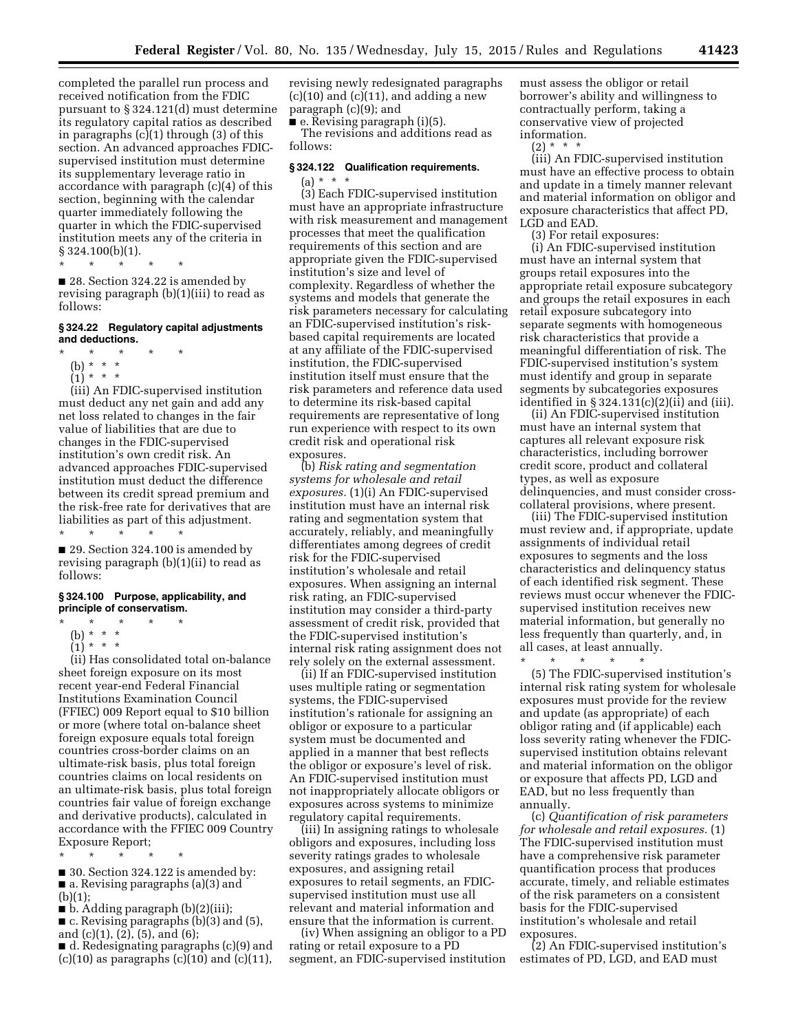completed the parallel run process and received notification from the FDIC pursuant to § 324.121(d) must determine its regulatory capital ratios as described in paragraphs (c)(1) through (3) of this section. An advanced approaches FDIC-supervised institution must determine its supplementary leverage ratio in accordance with paragraph (c)(4) of this section, beginning with the calendar quarter immediately following the quarter in which the FDIC-supervised institution meets any of the criteria in § 324.100(b)(1).

\* \* \* \* \*

■ 28. Section 324.22 is amended by revising paragraph (b)(1)(iii) to read as follows:

### § 324.22 Regulatory capital adjustments and deductions.

\* \* \* \* \*

(b) \* \* \*

(1) \* \* \*

(iii) An FDIC-supervised institution must deduct any net gain and add any net loss related to changes in the fair value of liabilities that are due to changes in the FDIC-supervised institution's own credit risk. An advanced approaches FDIC-supervised institution must deduct the difference between its credit spread premium and the risk-free rate for derivatives that are liabilities as part of this adjustment.

\* \* \* \* \*

■ 29. Section 324.100 is amended by revising paragraph (b)(1)(ii) to read as follows:

### § 324.100 Purpose, applicability, and principle of conservatism.

\* \* \* \* \*

(b) \* \* \*

(1) \* \* \*

(ii) Has consolidated total on-balance sheet foreign exposure on its most recent year-end Federal Financial Institutions Examination Council (FFIEC) 009 Report equal to $10 billion or more (where total on-balance sheet foreign exposure equals total foreign countries cross-border claims on an ultimate-risk basis, plus total foreign countries claims on local residents on an ultimate-risk basis, plus total foreign countries fair value of foreign exchange and derivative products), calculated in accordance with the FFIEC 009 Country Exposure Report;

\* \* \* \* \*

■ 30. Section 324.122 is amended by:

■ a. Revising paragraphs (a)(3) and (b)(1);

■ b. Adding paragraph (b)(2)(iii);

■ c. Revising paragraphs (b)(3) and (5), and (c)(1), (2), (5), and (6);

■ d. Redesignating paragraphs (c)(9) and (c)(10) as paragraphs (c)(10) and (c)(11), revising newly redesignated paragraphs (c)(10) and (c)(11), and adding a new paragraph (c)(9); and

■ e. Revising paragraph (i)(5).

The revisions and additions read as follows:

### § 324.122 Qualification requirements.

(a) \* \* \*

(3) Each FDIC-supervised institution must have an appropriate infrastructure with risk measurement and management processes that meet the qualification requirements of this section and are appropriate given the FDIC-supervised institution's size and level of complexity. Regardless of whether the systems and models that generate the risk parameters necessary for calculating an FDIC-supervised institution's risk-based capital requirements are located at any affiliate of the FDIC-supervised institution, the FDIC-supervised institution itself must ensure that the risk parameters and reference data used to determine its risk-based capital requirements are representative of long run experience with respect to its own credit risk and operational risk exposures.

(b) *Risk rating and segmentation systems for wholesale and retail exposures.* (1)(i) An FDIC-supervised institution must have an internal risk rating and segmentation system that accurately, reliably, and meaningfully differentiates among degrees of credit risk for the FDIC-supervised institution's wholesale and retail exposures. When assigning an internal risk rating, an FDIC-supervised institution may consider a third-party assessment of credit risk, provided that the FDIC-supervised institution's internal risk rating assignment does not rely solely on the external assessment.

(ii) If an FDIC-supervised institution uses multiple rating or segmentation systems, the FDIC-supervised institution's rationale for assigning an obligor or exposure to a particular system must be documented and applied in a manner that best reflects the obligor or exposure's level of risk. An FDIC-supervised institution must not inappropriately allocate obligors or exposures across systems to minimize regulatory capital requirements.

(iii) In assigning ratings to wholesale obligors and exposures, including loss severity ratings grades to wholesale exposures, and assigning retail exposures to retail segments, an FDIC-supervised institution must use all relevant and material information and ensure that the information is current.

(iv) When assigning an obligor to a PD rating or retail exposure to a PD segment, an FDIC-supervised institution must assess the obligor or retail borrower's ability and willingness to contractually perform, taking a conservative view of projected information.

(2) \* \* \*

(iii) An FDIC-supervised institution must have an effective process to obtain and update in a timely manner relevant and material information on obligor and exposure characteristics that affect PD, LGD and EAD.

(3) For retail exposures:

(i) An FDIC-supervised institution must have an internal system that groups retail exposures into the appropriate retail exposure subcategory and groups the retail exposures in each retail exposure subcategory into separate segments with homogeneous risk characteristics that provide a meaningful differentiation of risk. The FDIC-supervised institution's system must identify and group in separate segments by subcategories exposures identified in § 324.131(c)(2)(ii) and (iii).

(ii) An FDIC-supervised institution must have an internal system that captures all relevant exposure risk characteristics, including borrower credit score, product and collateral types, as well as exposure delinquencies, and must consider cross-collateral provisions, where present.

(iii) The FDIC-supervised institution must review and, if appropriate, update assignments of individual retail exposures to segments and the loss characteristics and delinquency status of each identified risk segment. These reviews must occur whenever the FDIC-supervised institution receives new material information, but generally no less frequently than quarterly, and, in all cases, at least annually.

\* \* \* \* \*

(5) The FDIC-supervised institution's internal risk rating system for wholesale exposures must provide for the review and update (as appropriate) of each obligor rating and (if applicable) each loss severity rating whenever the FDIC-supervised institution obtains relevant and material information on the obligor or exposure that affects PD, LGD and EAD, but no less frequently than annually.

(c) *Quantification of risk parameters for wholesale and retail exposures.* (1) The FDIC-supervised institution must have a comprehensive risk parameter quantification process that produces accurate, timely, and reliable estimates of the risk parameters on a consistent basis for the FDIC-supervised institution's wholesale and retail exposures.

(2) An FDIC-supervised institution's estimates of PD, LGD, and EAD must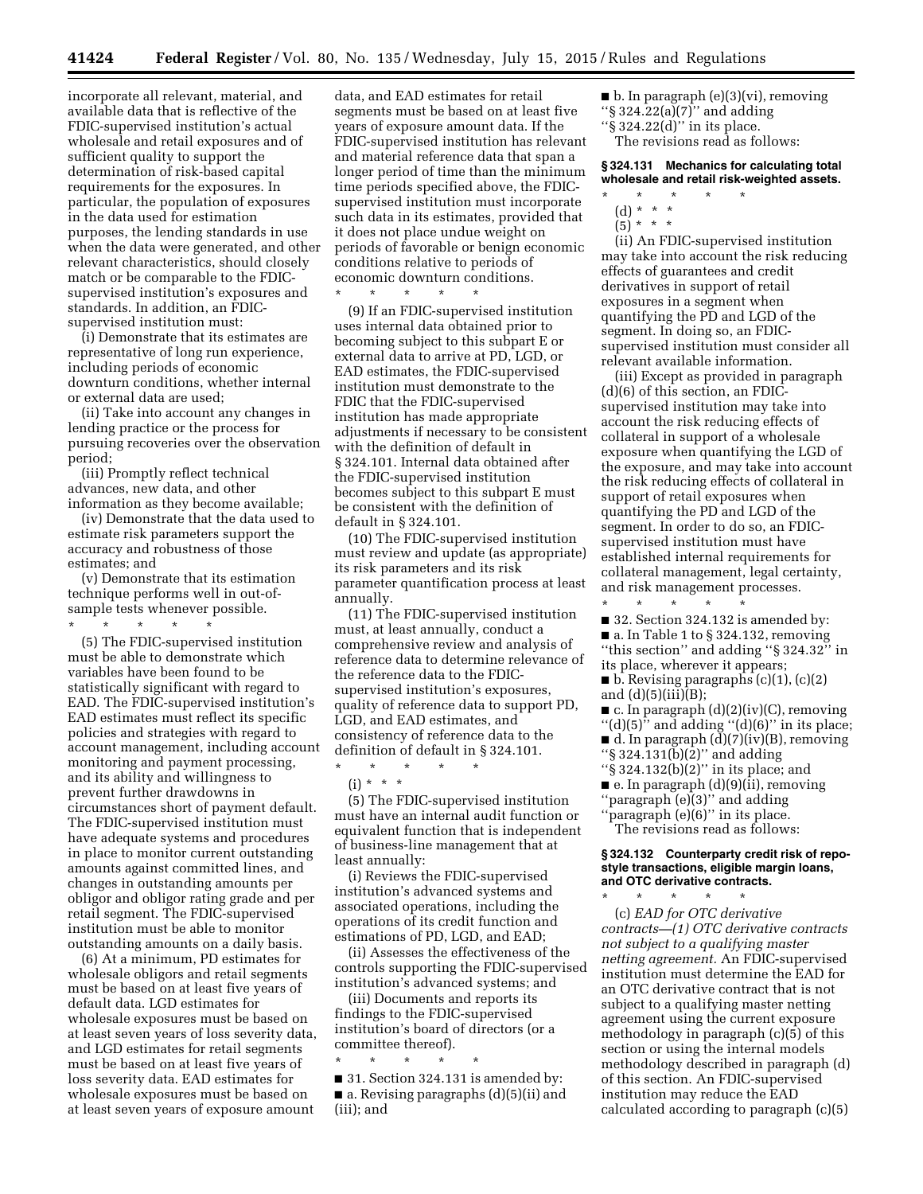incorporate all relevant, material, and available data that is reflective of the FDIC-supervised institution's actual wholesale and retail exposures and of sufficient quality to support the determination of risk-based capital requirements for the exposures. In particular, the population of exposures in the data used for estimation purposes, the lending standards in use when the data were generated, and other relevant characteristics, should closely match or be comparable to the FDIC-supervised institution's exposures and standards. In addition, an FDIC-supervised institution must:

(i) Demonstrate that its estimates are representative of long run experience, including periods of economic downturn conditions, whether internal or external data are used;

(ii) Take into account any changes in lending practice or the process for pursuing recoveries over the observation period;

(iii) Promptly reflect technical advances, new data, and other information as they become available;

(iv) Demonstrate that the data used to estimate risk parameters support the accuracy and robustness of those estimates; and

(v) Demonstrate that its estimation technique performs well in out-of-sample tests whenever possible.

\* \* \* \* \*

(5) The FDIC-supervised institution must be able to demonstrate which variables have been found to be statistically significant with regard to EAD. The FDIC-supervised institution's EAD estimates must reflect its specific policies and strategies with regard to account management, including account monitoring and payment processing, and its ability and willingness to prevent further drawdowns in circumstances short of payment default. The FDIC-supervised institution must have adequate systems and procedures in place to monitor current outstanding amounts against committed lines, and changes in outstanding amounts per obligor and obligor rating grade and per retail segment. The FDIC-supervised institution must be able to monitor outstanding amounts on a daily basis.

(6) At a minimum, PD estimates for wholesale obligors and retail segments must be based on at least five years of default data. LGD estimates for wholesale exposures must be based on at least seven years of loss severity data, and LGD estimates for retail segments must be based on at least five years of loss severity data. EAD estimates for wholesale exposures must be based on at least seven years of exposure amount data, and EAD estimates for retail segments must be based on at least five years of exposure amount data. If the FDIC-supervised institution has relevant and material reference data that span a longer period of time than the minimum time periods specified above, the FDIC-supervised institution must incorporate such data in its estimates, provided that it does not place undue weight on periods of favorable or benign economic conditions relative to periods of economic downturn conditions.

\* \* \* \* \*

(9) If an FDIC-supervised institution uses internal data obtained prior to becoming subject to this subpart E or external data to arrive at PD, LGD, or EAD estimates, the FDIC-supervised institution must demonstrate to the FDIC that the FDIC-supervised institution has made appropriate adjustments if necessary to be consistent with the definition of default in § 324.101. Internal data obtained after the FDIC-supervised institution becomes subject to this subpart E must be consistent with the definition of default in § 324.101.

(10) The FDIC-supervised institution must review and update (as appropriate) its risk parameters and its risk parameter quantification process at least annually.

(11) The FDIC-supervised institution must, at least annually, conduct a comprehensive review and analysis of reference data to determine relevance of the reference data to the FDIC-supervised institution's exposures, quality of reference data to support PD, LGD, and EAD estimates, and consistency of reference data to the definition of default in § 324.101.

\* \* \* \* \*

(i) \* \* \*

(5) The FDIC-supervised institution must have an internal audit function or equivalent function that is independent of business-line management that at least annually:

(i) Reviews the FDIC-supervised institution's advanced systems and associated operations, including the operations of its credit function and estimations of PD, LGD, and EAD;

(ii) Assesses the effectiveness of the controls supporting the FDIC-supervised institution's advanced systems; and

(iii) Documents and reports its findings to the FDIC-supervised institution's board of directors (or a committee thereof).

\* \* \* \* \*

■ 31. Section 324.131 is amended by:

■ a. Revising paragraphs (d)(5)(ii) and (iii); and

■ b. In paragraph (e)(3)(vi), removing "§ 324.22(a)(7)" and adding "§ 324.22(d)" in its place.

The revisions read as follows:

**§ 324.131 Mechanics for calculating total wholesale and retail risk-weighted assets.**

\* \* \* \* \*

(d) \* \* \*

(5) \* \* \*

(ii) An FDIC-supervised institution may take into account the risk reducing effects of guarantees and credit derivatives in support of retail exposures in a segment when quantifying the PD and LGD of the segment. In doing so, an FDIC-supervised institution must consider all relevant available information.

(iii) Except as provided in paragraph (d)(6) of this section, an FDIC-supervised institution may take into account the risk reducing effects of collateral in support of a wholesale exposure when quantifying the LGD of the exposure, and may take into account the risk reducing effects of collateral in support of retail exposures when quantifying the PD and LGD of the segment. In order to do so, an FDIC-supervised institution must have established internal requirements for collateral management, legal certainty, and risk management processes.

\* \* \* \* \*

■ 32. Section 324.132 is amended by:

■ a. In Table 1 to § 324.132, removing "this section" and adding "§ 324.32" in its place, wherever it appears;

■ b. Revising paragraphs (c)(1), (c)(2) and (d)(5)(iii)(B);

■ c. In paragraph (d)(2)(iv)(C), removing "(d)(5)" and adding "(d)(6)" in its place;

■ d. In paragraph (d)(7)(iv)(B), removing "§ 324.131(b)(2)" and adding "§ 324.132(b)(2)" in its place; and

■ e. In paragraph (d)(9)(ii), removing "paragraph (e)(3)" and adding "paragraph (e)(6)" in its place.

The revisions read as follows:

**§ 324.132 Counterparty credit risk of repo-style transactions, eligible margin loans, and OTC derivative contracts.**

\* \* \* \* \*

(c) *EAD for OTC derivative contracts—(1) OTC derivative contracts not subject to a qualifying master netting agreement.* An FDIC-supervised institution must determine the EAD for an OTC derivative contract that is not subject to a qualifying master netting agreement using the current exposure methodology in paragraph (c)(5) of this section or using the internal models methodology described in paragraph (d) of this section. An FDIC-supervised institution may reduce the EAD calculated according to paragraph (c)(5)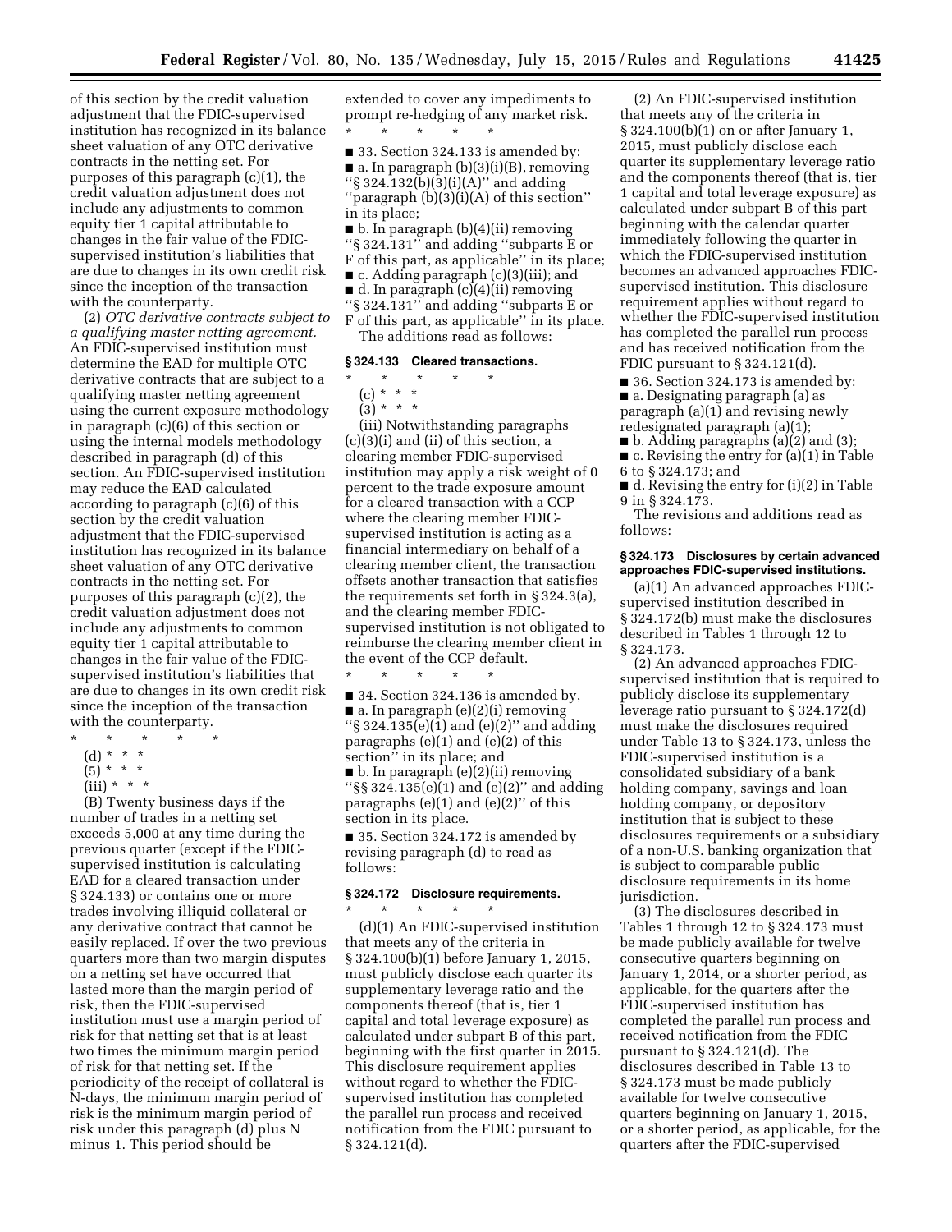of this section by the credit valuation adjustment that the FDIC-supervised institution has recognized in its balance sheet valuation of any OTC derivative contracts in the netting set. For purposes of this paragraph (c)(1), the credit valuation adjustment does not include any adjustments to common equity tier 1 capital attributable to changes in the fair value of the FDIC-supervised institution's liabilities that are due to changes in its own credit risk since the inception of the transaction with the counterparty.

(2) *OTC derivative contracts subject to a qualifying master netting agreement.* An FDIC-supervised institution must determine the EAD for multiple OTC derivative contracts that are subject to a qualifying master netting agreement using the current exposure methodology in paragraph (c)(6) of this section or using the internal models methodology described in paragraph (d) of this section. An FDIC-supervised institution may reduce the EAD calculated according to paragraph (c)(6) of this section by the credit valuation adjustment that the FDIC-supervised institution has recognized in its balance sheet valuation of any OTC derivative contracts in the netting set. For purposes of this paragraph (c)(2), the credit valuation adjustment does not include any adjustments to common equity tier 1 capital attributable to changes in the fair value of the FDIC-supervised institution's liabilities that are due to changes in its own credit risk since the inception of the transaction with the counterparty.

\* \* \* \* \*

(d) \* \* \*

(5) \* \* \*

(iii) \* \* \*

(B) Twenty business days if the number of trades in a netting set exceeds 5,000 at any time during the previous quarter (except if the FDIC-supervised institution is calculating EAD for a cleared transaction under § 324.133) or contains one or more trades involving illiquid collateral or any derivative contract that cannot be easily replaced. If over the two previous quarters more than two margin disputes on a netting set have occurred that lasted more than the margin period of risk, then the FDIC-supervised institution must use a margin period of risk for that netting set that is at least two times the minimum margin period of risk for that netting set. If the periodicity of the receipt of collateral is N-days, the minimum margin period of risk is the minimum margin period of risk under this paragraph (d) plus N minus 1. This period should be extended to cover any impediments to prompt re-hedging of any market risk.

\* \* \* \* \*

■ 33. Section 324.133 is amended by:

■ a. In paragraph (b)(3)(i)(B), removing "§ 324.132(b)(3)(i)(A)" and adding "paragraph (b)(3)(i)(A) of this section" in its place;

■ b. In paragraph (b)(4)(ii) removing "§ 324.131" and adding "subparts E or F of this part, as applicable" in its place;

■ c. Adding paragraph (c)(3)(iii); and

■ d. In paragraph (c)(4)(ii) removing "§ 324.131" and adding "subparts E or F of this part, as applicable" in its place.

The additions read as follows:

### § 324.133 Cleared transactions.

\* \* \* \* \*

(c) \* \* \*

(3) \* \* \*

(iii) Notwithstanding paragraphs (c)(3)(i) and (ii) of this section, a clearing member FDIC-supervised institution may apply a risk weight of 0 percent to the trade exposure amount for a cleared transaction with a CCP where the clearing member FDIC-supervised institution is acting as a financial intermediary on behalf of a clearing member client, the transaction offsets another transaction that satisfies the requirements set forth in § 324.3(a), and the clearing member FDIC-supervised institution is not obligated to reimburse the clearing member client in the event of the CCP default.

\* \* \* \* \*

■ 34. Section 324.136 is amended by,

■ a. In paragraph (e)(2)(i) removing "§ 324.135(e)(1) and (e)(2)" and adding paragraphs (e)(1) and (e)(2) of this section" in its place; and

■ b. In paragraph (e)(2)(ii) removing "§§ 324.135(e)(1) and (e)(2)" and adding paragraphs (e)(1) and (e)(2)" of this section in its place.

■ 35. Section 324.172 is amended by revising paragraph (d) to read as follows:

### § 324.172 Disclosure requirements.

\* \* \* \* \*

(d)(1) An FDIC-supervised institution that meets any of the criteria in § 324.100(b)(1) before January 1, 2015, must publicly disclose each quarter its supplementary leverage ratio and the components thereof (that is, tier 1 capital and total leverage exposure) as calculated under subpart B of this part, beginning with the first quarter in 2015. This disclosure requirement applies without regard to whether the FDIC-supervised institution has completed the parallel run process and received notification from the FDIC pursuant to § 324.121(d).

(2) An FDIC-supervised institution that meets any of the criteria in § 324.100(b)(1) on or after January 1, 2015, must publicly disclose each quarter its supplementary leverage ratio and the components thereof (that is, tier 1 capital and total leverage exposure) as calculated under subpart B of this part beginning with the calendar quarter immediately following the quarter in which the FDIC-supervised institution becomes an advanced approaches FDIC-supervised institution. This disclosure requirement applies without regard to whether the FDIC-supervised institution has completed the parallel run process and has received notification from the FDIC pursuant to § 324.121(d).

■ 36. Section 324.173 is amended by:

■ a. Designating paragraph (a) as paragraph (a)(1) and revising newly redesignated paragraph (a)(1);

■ b. Adding paragraphs (a)(2) and (3);

■ c. Revising the entry for (a)(1) in Table 6 to § 324.173; and

■ d. Revising the entry for (i)(2) in Table 9 in § 324.173.

The revisions and additions read as follows:

### § 324.173 Disclosures by certain advanced approaches FDIC-supervised institutions.

(a)(1) An advanced approaches FDIC-supervised institution described in § 324.172(b) must make the disclosures described in Tables 1 through 12 to § 324.173.

(2) An advanced approaches FDIC-supervised institution that is required to publicly disclose its supplementary leverage ratio pursuant to § 324.172(d) must make the disclosures required under Table 13 to § 324.173, unless the FDIC-supervised institution is a consolidated subsidiary of a bank holding company, savings and loan holding company, or depository institution that is subject to these disclosures requirements or a subsidiary of a non-U.S. banking organization that is subject to comparable public disclosure requirements in its home jurisdiction.

(3) The disclosures described in Tables 1 through 12 to § 324.173 must be made publicly available for twelve consecutive quarters beginning on January 1, 2014, or a shorter period, as applicable, for the quarters after the FDIC-supervised institution has completed the parallel run process and received notification from the FDIC pursuant to § 324.121(d). The disclosures described in Table 13 to § 324.173 must be made publicly available for twelve consecutive quarters beginning on January 1, 2015, or a shorter period, as applicable, for the quarters after the FDIC-supervised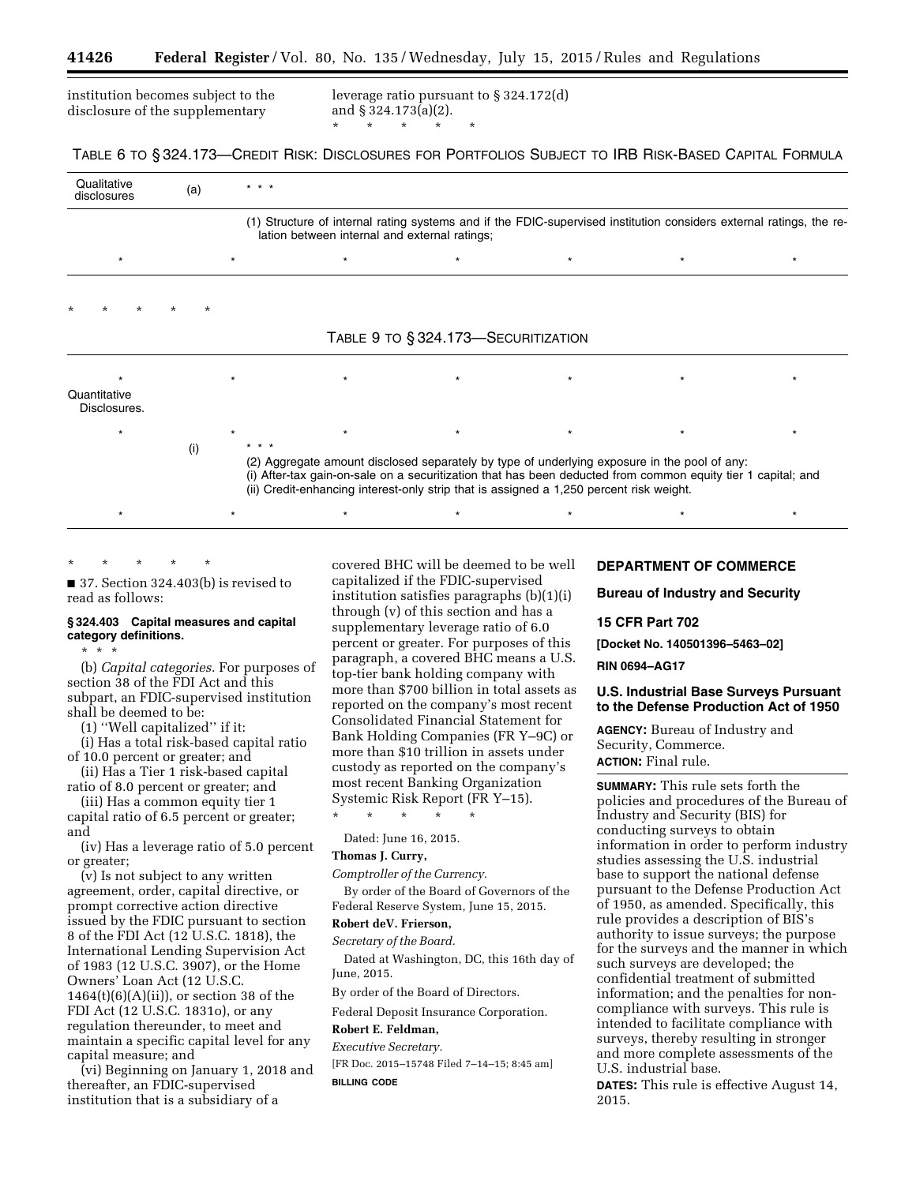institution becomes subject to the disclosure of the supplementary leverage ratio pursuant to § 324.172(d) and § 324.173(a)(2).

\* \* \* \* \*

TABLE 6 TO § 324.173—CREDIT RISK: DISCLOSURES FOR PORTFOLIOS SUBJECT TO IRB RISK-BASED CAPITAL FORMULA

| | | |
|---|---|---|
| Qualitative disclosures | (a) | \* \* \* |
| | | (1) Structure of internal rating systems and if the FDIC-supervised institution considers external ratings, the relation between internal and external ratings; |
| \* | \* | \* \* \* \* \* |

\* \* \* \* \*

TABLE 9 TO § 324.173—SECURITIZATION

| | | |
|---|---|---|
| \* | \* | \* \* \* \* \* |
| Quantitative Disclosures. | | |
| \* | \* | \* \* \* \* \* |
| | (i) | \* \* \* <br> (2) Aggregate amount disclosed separately by type of underlying exposure in the pool of any: <br> (i) After-tax gain-on-sale on a securitization that has been deducted from common equity tier 1 capital; and <br> (ii) Credit-enhancing interest-only strip that is assigned a 1,250 percent risk weight. |
| \* | \* | \* \* \* \* \* |

\* \* \* \* \*

■ 37. Section 324.403(b) is revised to read as follows:

**§ 324.403 Capital measures and capital category definitions.**

\* \* \*

(b) *Capital categories.* For purposes of section 38 of the FDI Act and this subpart, an FDIC-supervised institution shall be deemed to be:

(1) ''Well capitalized'' if it:

(i) Has a total risk-based capital ratio of 10.0 percent or greater; and

(ii) Has a Tier 1 risk-based capital ratio of 8.0 percent or greater; and

(iii) Has a common equity tier 1 capital ratio of 6.5 percent or greater; and

(iv) Has a leverage ratio of 5.0 percent or greater;

(v) Is not subject to any written agreement, order, capital directive, or prompt corrective action directive issued by the FDIC pursuant to section 8 of the FDI Act (12 U.S.C. 1818), the International Lending Supervision Act of 1983 (12 U.S.C. 3907), or the Home Owners' Loan Act (12 U.S.C. 1464(t)(6)(A)(ii)), or section 38 of the FDI Act (12 U.S.C. 1831o), or any regulation thereunder, to meet and maintain a specific capital level for any capital measure; and

(vi) Beginning on January 1, 2018 and thereafter, an FDIC-supervised institution that is a subsidiary of a covered BHC will be deemed to be well capitalized if the FDIC-supervised institution satisfies paragraphs (b)(1)(i) through (v) of this section and has a supplementary leverage ratio of 6.0 percent or greater. For purposes of this paragraph, a covered BHC means a U.S. top-tier bank holding company with more than $700 billion in total assets as reported on the company's most recent Consolidated Financial Statement for Bank Holding Companies (FR Y–9C) or more than $10 trillion in assets under custody as reported on the company's most recent Banking Organization Systemic Risk Report (FR Y–15).

\* \* \* \* \*

Dated: June 16, 2015.

**Thomas J. Curry,**

*Comptroller of the Currency.*

By order of the Board of Governors of the Federal Reserve System, June 15, 2015.

**Robert deV. Frierson,**

*Secretary of the Board.*

Dated at Washington, DC, this 16th day of June, 2015.

By order of the Board of Directors.

Federal Deposit Insurance Corporation.

**Robert E. Feldman,**

*Executive Secretary.*

[FR Doc. 2015–15748 Filed 7–14–15; 8:45 am]

**BILLING CODE**

**DEPARTMENT OF COMMERCE**

**Bureau of Industry and Security**

**15 CFR Part 702**

**[Docket No. 140501396–5463–02]**

**RIN 0694–AG17**

## U.S. Industrial Base Surveys Pursuant to the Defense Production Act of 1950

**AGENCY:** Bureau of Industry and Security, Commerce.

**ACTION:** Final rule.

**SUMMARY:** This rule sets forth the policies and procedures of the Bureau of Industry and Security (BIS) for conducting surveys to obtain information in order to perform industry studies assessing the U.S. industrial base to support the national defense pursuant to the Defense Production Act of 1950, as amended. Specifically, this rule provides a description of BIS's authority to issue surveys; the purpose for the surveys and the manner in which such surveys are developed; the confidential treatment of submitted information; and the penalties for non-compliance with surveys. This rule is intended to facilitate compliance with surveys, thereby resulting in stronger and more complete assessments of the U.S. industrial base.

**DATES:** This rule is effective August 14, 2015.